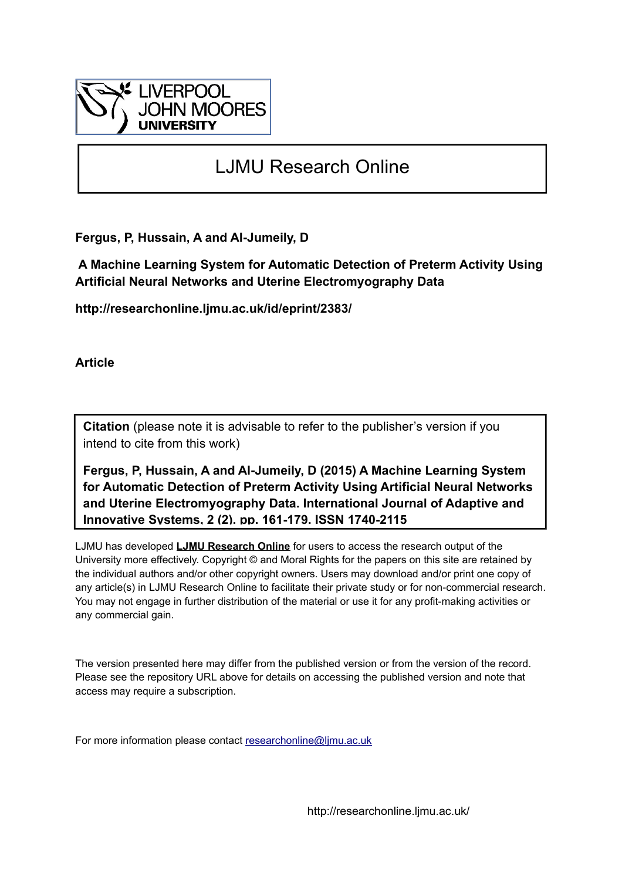LIVERPOOL JOHN MOORES UNIVERSITY

# LJMU Research Online

**Fergus, P, Hussain, A and Al-Jumeily, D**

**A Machine Learning System for Automatic Detection of Preterm Activity Using Artificial Neural Networks and Uterine Electromyography Data**

**http://researchonline.ljmu.ac.uk/id/eprint/2383/**

**Article**

**Citation** (please note it is advisable to refer to the publisher's version if you intend to cite from this work)

**Fergus, P, Hussain, A and Al-Jumeily, D (2015) A Machine Learning System for Automatic Detection of Preterm Activity Using Artificial Neural Networks and Uterine Electromyography Data. International Journal of Adaptive and Innovative Systems, 2 (2). pp. 161-179. ISSN 1740-2115**

LJMU has developed **LJMU Research Online** for users to access the research output of the University more effectively. Copyright © and Moral Rights for the papers on this site are retained by the individual authors and/or other copyright owners. Users may download and/or print one copy of any article(s) in LJMU Research Online to facilitate their private study or for non-commercial research. You may not engage in further distribution of the material or use it for any profit-making activities or any commercial gain.

The version presented here may differ from the published version or from the version of the record. Please see the repository URL above for details on accessing the published version and note that access may require a subscription.

For more information please contact researchonline@ljmu.ac.uk

http://researchonline.ljmu.ac.uk/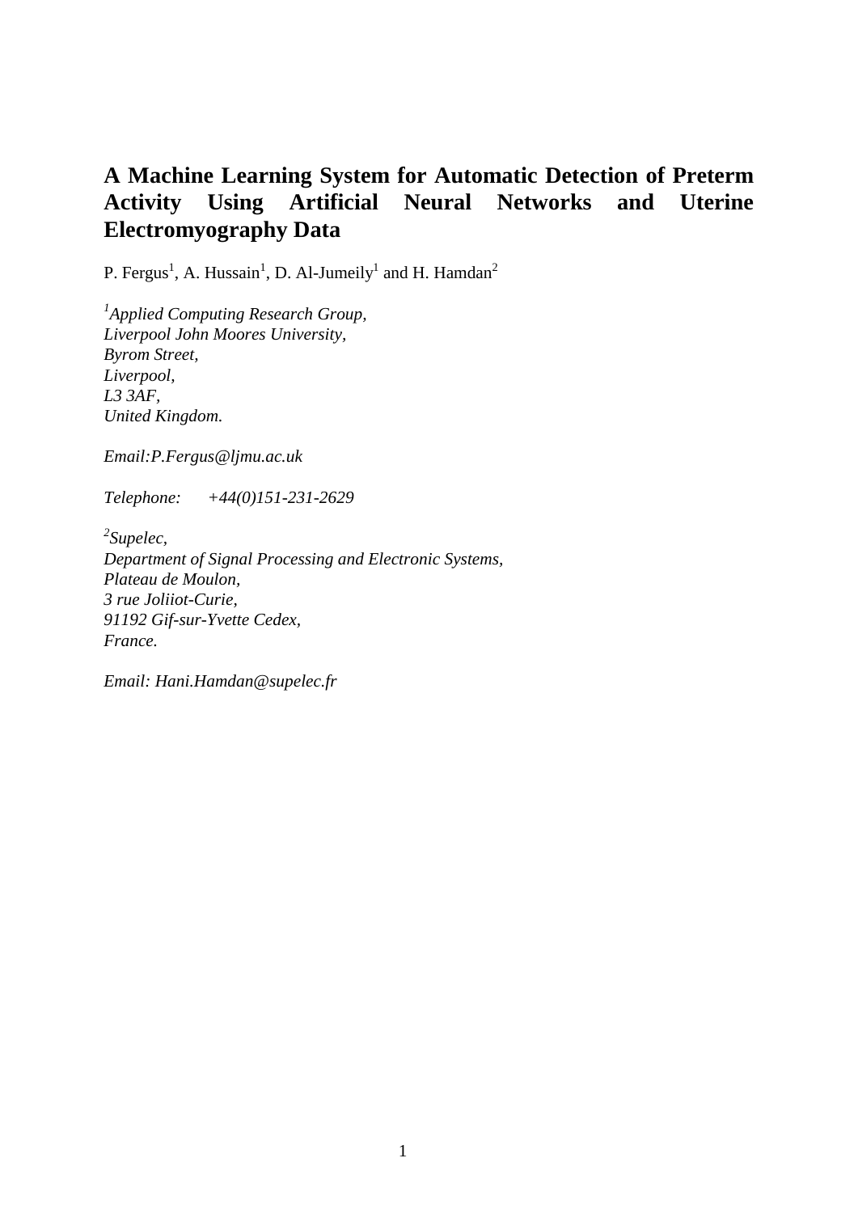# A Machine Learning System for Automatic Detection of Preterm Activity Using Artificial Neural Networks and Uterine Electromyography Data

P. Fergus[1], A. Hussain[1], D. Al-Jumeily[1] and H. Hamdan[2]

*[1]Applied Computing Research Group,*
*Liverpool John Moores University,*
*Byrom Street,*
*Liverpool,*
*L3 3AF,*
*United Kingdom.*

*Email:P.Fergus@ljmu.ac.uk*

*Telephone: +44(0)151-231-2629*

*[2]Supelec,*
*Department of Signal Processing and Electronic Systems,*
*Plateau de Moulon,*
*3 rue Joliiot-Curie,*
*91192 Gif-sur-Yvette Cedex,*
*France.*

*Email: Hani.Hamdan@supelec.fr*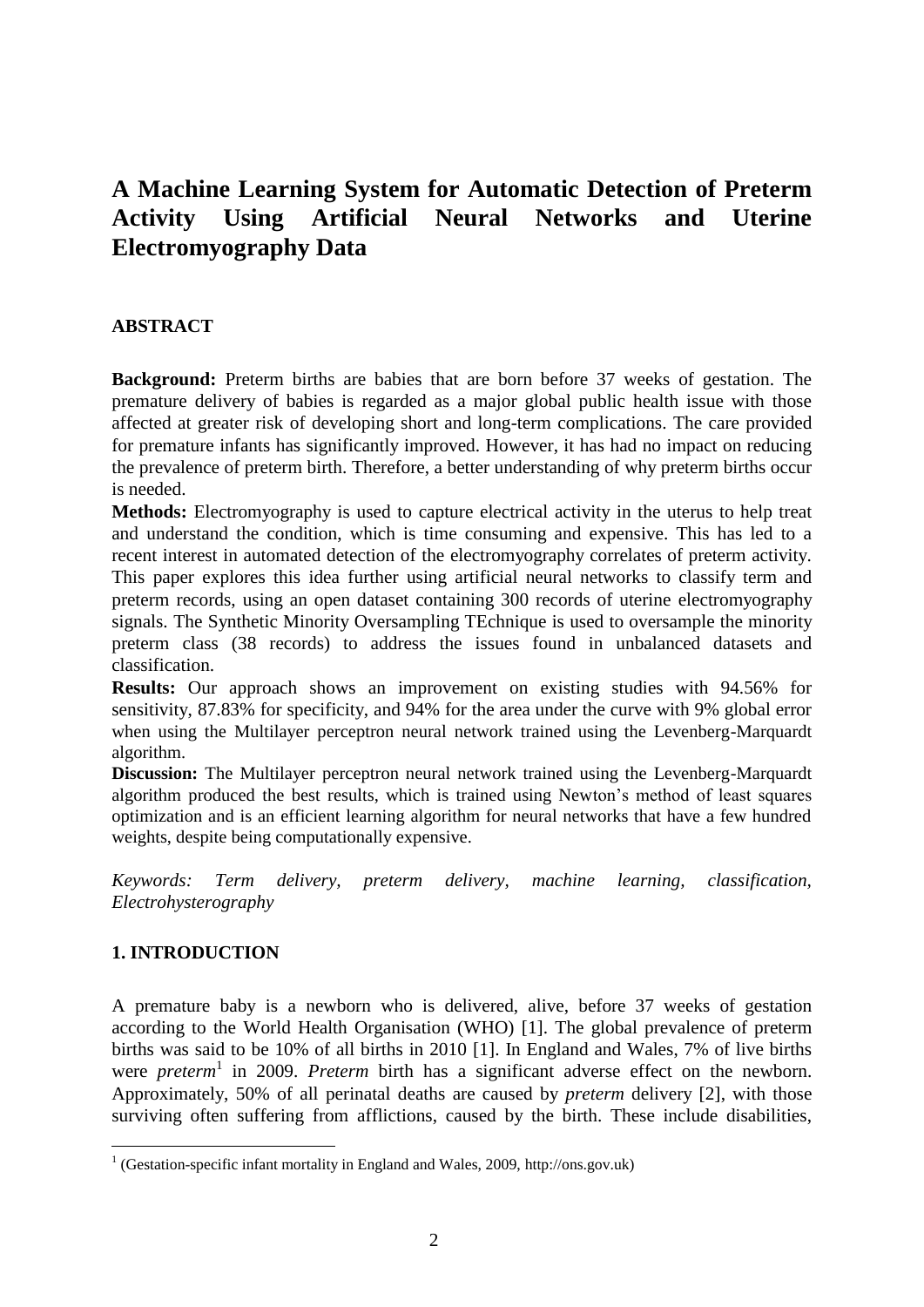# A Machine Learning System for Automatic Detection of Preterm Activity Using Artificial Neural Networks and Uterine Electromyography Data

## ABSTRACT

**Background:** Preterm births are babies that are born before 37 weeks of gestation. The premature delivery of babies is regarded as a major global public health issue with those affected at greater risk of developing short and long-term complications. The care provided for premature infants has significantly improved. However, it has had no impact on reducing the prevalence of preterm birth. Therefore, a better understanding of why preterm births occur is needed.

**Methods:** Electromyography is used to capture electrical activity in the uterus to help treat and understand the condition, which is time consuming and expensive. This has led to a recent interest in automated detection of the electromyography correlates of preterm activity. This paper explores this idea further using artificial neural networks to classify term and preterm records, using an open dataset containing 300 records of uterine electromyography signals. The Synthetic Minority Oversampling TEchnique is used to oversample the minority preterm class (38 records) to address the issues found in unbalanced datasets and classification.

**Results:** Our approach shows an improvement on existing studies with 94.56% for sensitivity, 87.83% for specificity, and 94% for the area under the curve with 9% global error when using the Multilayer perceptron neural network trained using the Levenberg-Marquardt algorithm.

**Discussion:** The Multilayer perceptron neural network trained using the Levenberg-Marquardt algorithm produced the best results, which is trained using Newton's method of least squares optimization and is an efficient learning algorithm for neural networks that have a few hundred weights, despite being computationally expensive.

*Keywords: Term delivery, preterm delivery, machine learning, classification, Electrohysterography*

## 1. INTRODUCTION

A premature baby is a newborn who is delivered, alive, before 37 weeks of gestation according to the World Health Organisation (WHO) [1]. The global prevalence of preterm births was said to be 10% of all births in 2010 [1]. In England and Wales, 7% of live births were *preterm*[1] in 2009. *Preterm* birth has a significant adverse effect on the newborn. Approximately, 50% of all perinatal deaths are caused by *preterm* delivery [2], with those surviving often suffering from afflictions, caused by the birth. These include disabilities,

[1] (Gestation-specific infant mortality in England and Wales, 2009, http://ons.gov.uk)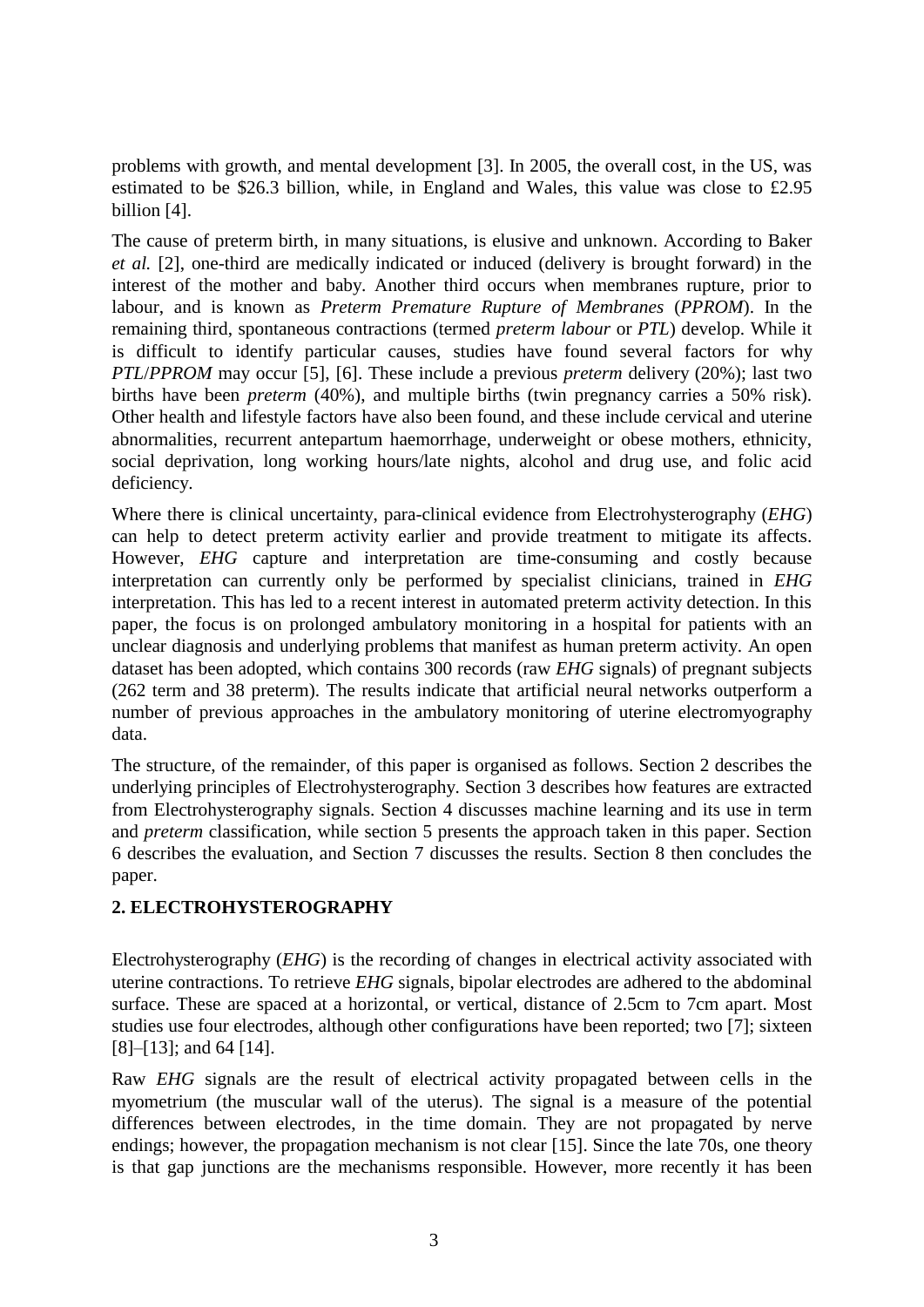problems with growth, and mental development [3]. In 2005, the overall cost, in the US, was estimated to be $26.3 billion, while, in England and Wales, this value was close to £2.95 billion [4].

The cause of preterm birth, in many situations, is elusive and unknown. According to Baker *et al.* [2], one-third are medically indicated or induced (delivery is brought forward) in the interest of the mother and baby. Another third occurs when membranes rupture, prior to labour, and is known as *Preterm Premature Rupture of Membranes* (*PPROM*). In the remaining third, spontaneous contractions (termed *preterm labour* or *PTL*) develop. While it is difficult to identify particular causes, studies have found several factors for why *PTL*/*PPROM* may occur [5], [6]. These include a previous *preterm* delivery (20%); last two births have been *preterm* (40%), and multiple births (twin pregnancy carries a 50% risk). Other health and lifestyle factors have also been found, and these include cervical and uterine abnormalities, recurrent antepartum haemorrhage, underweight or obese mothers, ethnicity, social deprivation, long working hours/late nights, alcohol and drug use, and folic acid deficiency.

Where there is clinical uncertainty, para-clinical evidence from Electrohysterography (*EHG*) can help to detect preterm activity earlier and provide treatment to mitigate its affects. However, *EHG* capture and interpretation are time-consuming and costly because interpretation can currently only be performed by specialist clinicians, trained in *EHG* interpretation. This has led to a recent interest in automated preterm activity detection. In this paper, the focus is on prolonged ambulatory monitoring in a hospital for patients with an unclear diagnosis and underlying problems that manifest as human preterm activity. An open dataset has been adopted, which contains 300 records (raw *EHG* signals) of pregnant subjects (262 term and 38 preterm). The results indicate that artificial neural networks outperform a number of previous approaches in the ambulatory monitoring of uterine electromyography data.

The structure, of the remainder, of this paper is organised as follows. Section 2 describes the underlying principles of Electrohysterography. Section 3 describes how features are extracted from Electrohysterography signals. Section 4 discusses machine learning and its use in term and *preterm* classification, while section 5 presents the approach taken in this paper. Section 6 describes the evaluation, and Section 7 discusses the results. Section 8 then concludes the paper.

## 2. ELECTROHYSTEROGRAPHY

Electrohysterography (*EHG*) is the recording of changes in electrical activity associated with uterine contractions. To retrieve *EHG* signals, bipolar electrodes are adhered to the abdominal surface. These are spaced at a horizontal, or vertical, distance of 2.5cm to 7cm apart. Most studies use four electrodes, although other configurations have been reported; two [7]; sixteen [8]–[13]; and 64 [14].

Raw *EHG* signals are the result of electrical activity propagated between cells in the myometrium (the muscular wall of the uterus). The signal is a measure of the potential differences between electrodes, in the time domain. They are not propagated by nerve endings; however, the propagation mechanism is not clear [15]. Since the late 70s, one theory is that gap junctions are the mechanisms responsible. However, more recently it has been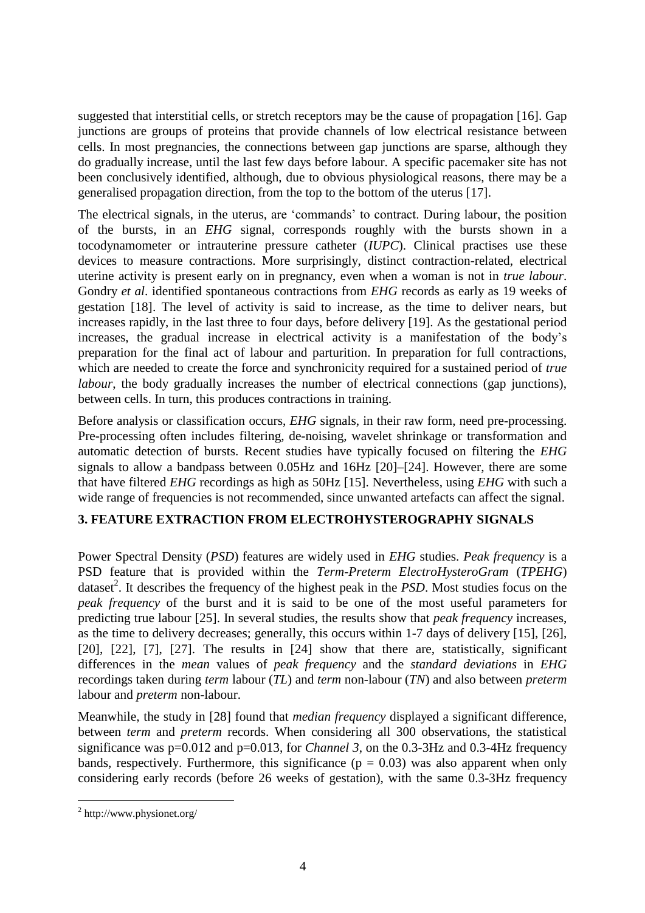suggested that interstitial cells, or stretch receptors may be the cause of propagation [16]. Gap junctions are groups of proteins that provide channels of low electrical resistance between cells. In most pregnancies, the connections between gap junctions are sparse, although they do gradually increase, until the last few days before labour. A specific pacemaker site has not been conclusively identified, although, due to obvious physiological reasons, there may be a generalised propagation direction, from the top to the bottom of the uterus [17].

The electrical signals, in the uterus, are 'commands' to contract. During labour, the position of the bursts, in an *EHG* signal, corresponds roughly with the bursts shown in a tocodynamometer or intrauterine pressure catheter (*IUPC*). Clinical practises use these devices to measure contractions. More surprisingly, distinct contraction-related, electrical uterine activity is present early on in pregnancy, even when a woman is not in *true labour*. Gondry *et al*. identified spontaneous contractions from *EHG* records as early as 19 weeks of gestation [18]. The level of activity is said to increase, as the time to deliver nears, but increases rapidly, in the last three to four days, before delivery [19]. As the gestational period increases, the gradual increase in electrical activity is a manifestation of the body's preparation for the final act of labour and parturition. In preparation for full contractions, which are needed to create the force and synchronicity required for a sustained period of *true labour*, the body gradually increases the number of electrical connections (gap junctions), between cells. In turn, this produces contractions in training.

Before analysis or classification occurs, *EHG* signals, in their raw form, need pre-processing. Pre-processing often includes filtering, de-noising, wavelet shrinkage or transformation and automatic detection of bursts. Recent studies have typically focused on filtering the *EHG* signals to allow a bandpass between 0.05Hz and 16Hz [20]–[24]. However, there are some that have filtered *EHG* recordings as high as 50Hz [15]. Nevertheless, using *EHG* with such a wide range of frequencies is not recommended, since unwanted artefacts can affect the signal.

## 3. FEATURE EXTRACTION FROM ELECTROHYSTEROGRAPHY SIGNALS

Power Spectral Density (*PSD*) features are widely used in *EHG* studies. *Peak frequency* is a PSD feature that is provided within the *Term-Preterm ElectroHysteroGram* (*TPEHG*) dataset[2]. It describes the frequency of the highest peak in the *PSD*. Most studies focus on the *peak frequency* of the burst and it is said to be one of the most useful parameters for predicting true labour [25]. In several studies, the results show that *peak frequency* increases, as the time to delivery decreases; generally, this occurs within 1-7 days of delivery [15], [26], [20], [22], [7], [27]. The results in [24] show that there are, statistically, significant differences in the *mean* values of *peak frequency* and the *standard deviations* in *EHG* recordings taken during *term* labour (*TL*) and *term* non-labour (*TN*) and also between *preterm* labour and *preterm* non-labour.

Meanwhile, the study in [28] found that *median frequency* displayed a significant difference, between *term* and *preterm* records. When considering all 300 observations, the statistical significance was p=0.012 and p=0.013, for *Channel 3*, on the 0.3-3Hz and 0.3-4Hz frequency bands, respectively. Furthermore, this significance ($p = 0.03$) was also apparent when only considering early records (before 26 weeks of gestation), with the same 0.3-3Hz frequency

[2] http://www.physionet.org/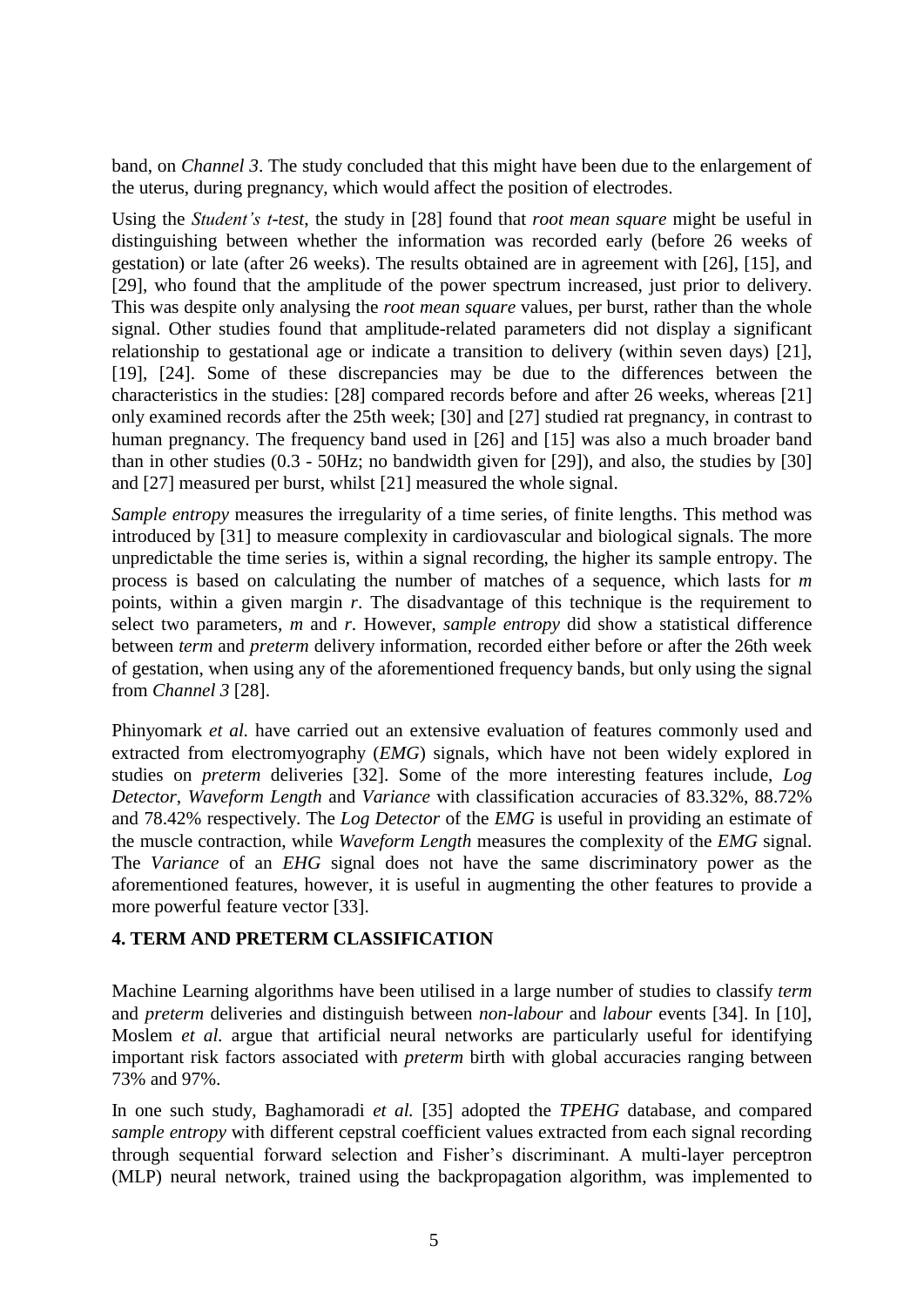band, on *Channel 3*. The study concluded that this might have been due to the enlargement of the uterus, during pregnancy, which would affect the position of electrodes.

Using the *Student's t-test*, the study in [28] found that *root mean square* might be useful in distinguishing between whether the information was recorded early (before 26 weeks of gestation) or late (after 26 weeks). The results obtained are in agreement with [26], [15], and [29], who found that the amplitude of the power spectrum increased, just prior to delivery. This was despite only analysing the *root mean square* values, per burst, rather than the whole signal. Other studies found that amplitude-related parameters did not display a significant relationship to gestational age or indicate a transition to delivery (within seven days) [21], [19], [24]. Some of these discrepancies may be due to the differences between the characteristics in the studies: [28] compared records before and after 26 weeks, whereas [21] only examined records after the 25th week; [30] and [27] studied rat pregnancy, in contrast to human pregnancy. The frequency band used in [26] and [15] was also a much broader band than in other studies (0.3 - 50Hz; no bandwidth given for [29]), and also, the studies by [30] and [27] measured per burst, whilst [21] measured the whole signal.

*Sample entropy* measures the irregularity of a time series, of finite lengths. This method was introduced by [31] to measure complexity in cardiovascular and biological signals. The more unpredictable the time series is, within a signal recording, the higher its sample entropy. The process is based on calculating the number of matches of a sequence, which lasts for *m* points, within a given margin *r*. The disadvantage of this technique is the requirement to select two parameters, *m* and *r*. However, *sample entropy* did show a statistical difference between *term* and *preterm* delivery information, recorded either before or after the 26th week of gestation, when using any of the aforementioned frequency bands, but only using the signal from *Channel 3* [28].

Phinyomark *et al.* have carried out an extensive evaluation of features commonly used and extracted from electromyography (*EMG*) signals, which have not been widely explored in studies on *preterm* deliveries [32]. Some of the more interesting features include, *Log Detector*, *Waveform Length* and *Variance* with classification accuracies of 83.32%, 88.72% and 78.42% respectively. The *Log Detector* of the *EMG* is useful in providing an estimate of the muscle contraction, while *Waveform Length* measures the complexity of the *EMG* signal. The *Variance* of an *EHG* signal does not have the same discriminatory power as the aforementioned features, however, it is useful in augmenting the other features to provide a more powerful feature vector [33].

## 4. TERM AND PRETERM CLASSIFICATION

Machine Learning algorithms have been utilised in a large number of studies to classify *term* and *preterm* deliveries and distinguish between *non-labour* and *labour* events [34]. In [10], Moslem *et al.* argue that artificial neural networks are particularly useful for identifying important risk factors associated with *preterm* birth with global accuracies ranging between 73% and 97%.

In one such study, Baghamoradi *et al.* [35] adopted the *TPEHG* database, and compared *sample entropy* with different cepstral coefficient values extracted from each signal recording through sequential forward selection and Fisher's discriminant. A multi-layer perceptron (MLP) neural network, trained using the backpropagation algorithm, was implemented to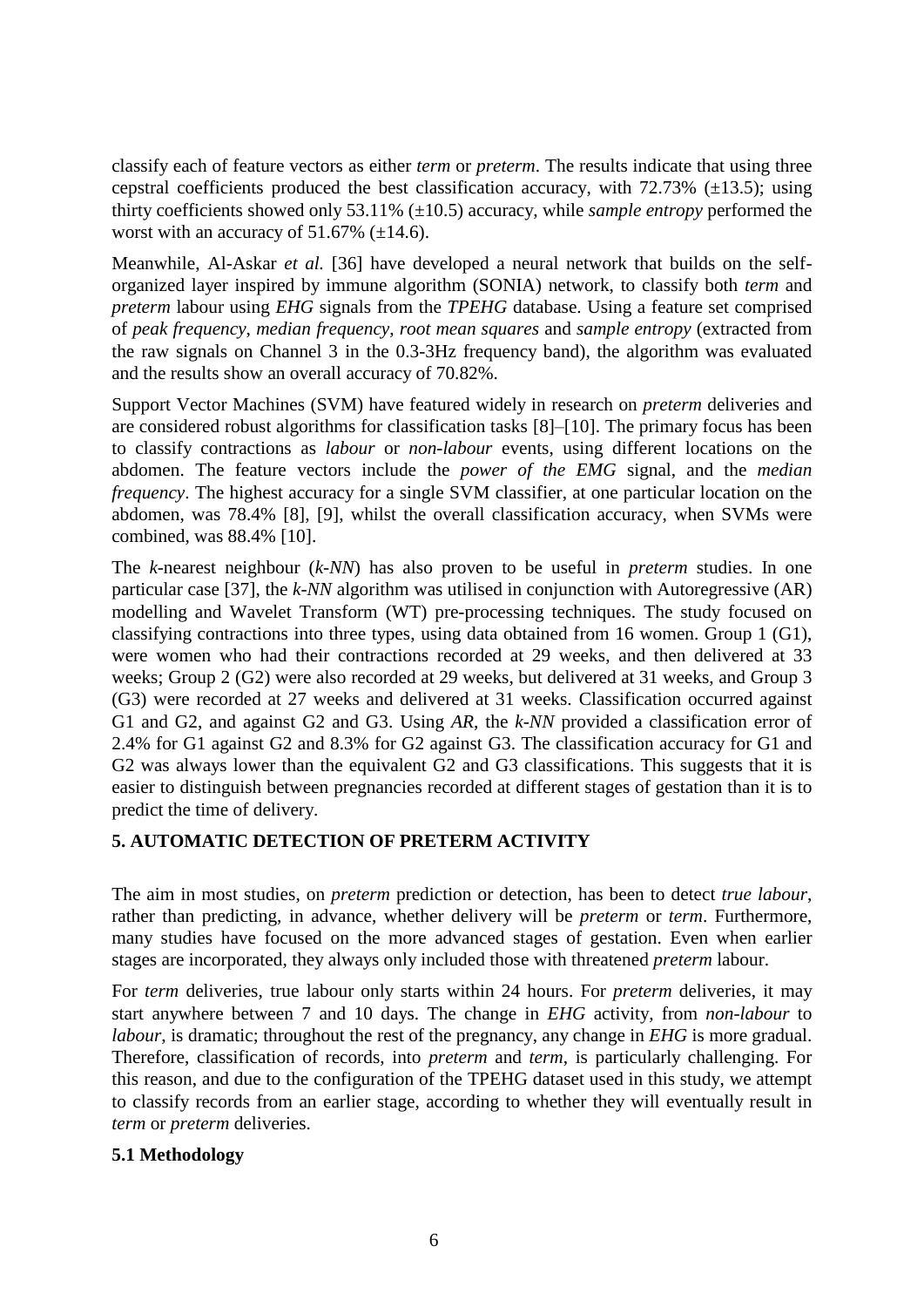classify each of feature vectors as either *term* or *preterm*. The results indicate that using three cepstral coefficients produced the best classification accuracy, with 72.73% (±13.5); using thirty coefficients showed only 53.11% (±10.5) accuracy, while *sample entropy* performed the worst with an accuracy of 51.67% (±14.6).

Meanwhile, Al-Askar *et al.* [36] have developed a neural network that builds on the self-organized layer inspired by immune algorithm (SONIA) network, to classify both *term* and *preterm* labour using *EHG* signals from the *TPEHG* database. Using a feature set comprised of *peak frequency*, *median frequency*, *root mean squares* and *sample entropy* (extracted from the raw signals on Channel 3 in the 0.3-3Hz frequency band), the algorithm was evaluated and the results show an overall accuracy of 70.82%.

Support Vector Machines (SVM) have featured widely in research on *preterm* deliveries and are considered robust algorithms for classification tasks [8]–[10]. The primary focus has been to classify contractions as *labour* or *non-labour* events, using different locations on the abdomen. The feature vectors include the *power of the EMG* signal, and the *median frequency*. The highest accuracy for a single SVM classifier, at one particular location on the abdomen, was 78.4% [8], [9], whilst the overall classification accuracy, when SVMs were combined, was 88.4% [10].

The *k*-nearest neighbour (*k-NN*) has also proven to be useful in *preterm* studies. In one particular case [37], the *k-NN* algorithm was utilised in conjunction with Autoregressive (AR) modelling and Wavelet Transform (WT) pre-processing techniques. The study focused on classifying contractions into three types, using data obtained from 16 women. Group 1 (G1), were women who had their contractions recorded at 29 weeks, and then delivered at 33 weeks; Group 2 (G2) were also recorded at 29 weeks, but delivered at 31 weeks, and Group 3 (G3) were recorded at 27 weeks and delivered at 31 weeks. Classification occurred against G1 and G2, and against G2 and G3. Using *AR*, the *k-NN* provided a classification error of 2.4% for G1 against G2 and 8.3% for G2 against G3. The classification accuracy for G1 and G2 was always lower than the equivalent G2 and G3 classifications. This suggests that it is easier to distinguish between pregnancies recorded at different stages of gestation than it is to predict the time of delivery.

## 5. AUTOMATIC DETECTION OF PRETERM ACTIVITY

The aim in most studies, on *preterm* prediction or detection, has been to detect *true labour*, rather than predicting, in advance, whether delivery will be *preterm* or *term*. Furthermore, many studies have focused on the more advanced stages of gestation. Even when earlier stages are incorporated, they always only included those with threatened *preterm* labour.

For *term* deliveries, true labour only starts within 24 hours. For *preterm* deliveries, it may start anywhere between 7 and 10 days. The change in *EHG* activity, from *non-labour* to *labour*, is dramatic; throughout the rest of the pregnancy, any change in *EHG* is more gradual. Therefore, classification of records, into *preterm* and *term*, is particularly challenging. For this reason, and due to the configuration of the TPEHG dataset used in this study, we attempt to classify records from an earlier stage, according to whether they will eventually result in *term* or *preterm* deliveries.

### 5.1 Methodology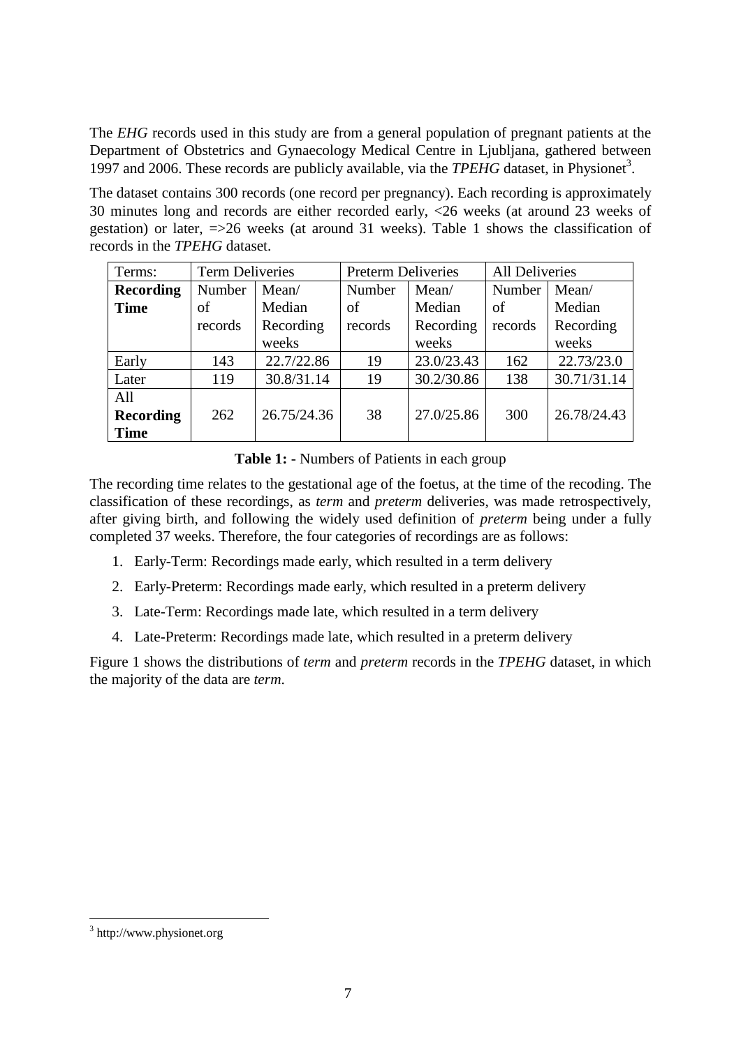The *EHG* records used in this study are from a general population of pregnant patients at the Department of Obstetrics and Gynaecology Medical Centre in Ljubljana, gathered between 1997 and 2006. These records are publicly available, via the *TPEHG* dataset, in Physionet[3].

The dataset contains 300 records (one record per pregnancy). Each recording is approximately 30 minutes long and records are either recorded early, <26 weeks (at around 23 weeks of gestation) or later, =>26 weeks (at around 31 weeks). Table 1 shows the classification of records in the *TPEHG* dataset.

| Terms: | Term Deliveries | | Preterm Deliveries | | All Deliveries | |
|---|---|---|---|---|---|---|
| **Recording Time** | Number of records | Mean/ Median Recording weeks | Number of records | Mean/ Median Recording weeks | Number of records | Mean/ Median Recording weeks |
| Early | 143 | 22.7/22.86 | 19 | 23.0/23.43 | 162 | 22.73/23.0 |
| Later | 119 | 30.8/31.14 | 19 | 30.2/30.86 | 138 | 30.71/31.14 |
| All **Recording Time** | 262 | 26.75/24.36 | 38 | 27.0/25.86 | 300 | 26.78/24.43 |

**Table 1:** - Numbers of Patients in each group

The recording time relates to the gestational age of the foetus, at the time of the recoding. The classification of these recordings, as *term* and *preterm* deliveries, was made retrospectively, after giving birth, and following the widely used definition of *preterm* being under a fully completed 37 weeks. Therefore, the four categories of recordings are as follows:

1. Early-Term: Recordings made early, which resulted in a term delivery
2. Early-Preterm: Recordings made early, which resulted in a preterm delivery
3. Late-Term: Recordings made late, which resulted in a term delivery
4. Late-Preterm: Recordings made late, which resulted in a preterm delivery

Figure 1 shows the distributions of *term* and *preterm* records in the *TPEHG* dataset, in which the majority of the data are *term*.

[3] http://www.physionet.org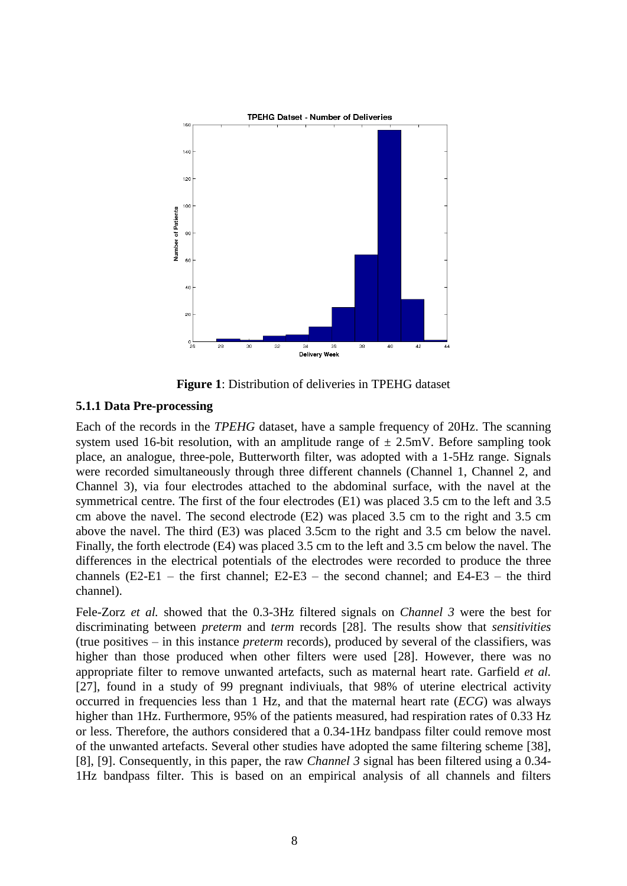**Figure 1**: Distribution of deliveries in TPEHG dataset

### 5.1.1 Data Pre-processing

Each of the records in the *TPEHG* dataset, have a sample frequency of 20Hz. The scanning system used 16-bit resolution, with an amplitude range of ± 2.5mV. Before sampling took place, an analogue, three-pole, Butterworth filter, was adopted with a 1-5Hz range. Signals were recorded simultaneously through three different channels (Channel 1, Channel 2, and Channel 3), via four electrodes attached to the abdominal surface, with the navel at the symmetrical centre. The first of the four electrodes (E1) was placed 3.5 cm to the left and 3.5 cm above the navel. The second electrode (E2) was placed 3.5 cm to the right and 3.5 cm above the navel. The third (E3) was placed 3.5cm to the right and 3.5 cm below the navel. Finally, the forth electrode (E4) was placed 3.5 cm to the left and 3.5 cm below the navel. The differences in the electrical potentials of the electrodes were recorded to produce the three channels (E2-E1 – the first channel; E2-E3 – the second channel; and E4-E3 – the third channel).

Fele-Zorz *et al.* showed that the 0.3-3Hz filtered signals on *Channel 3* were the best for discriminating between *preterm* and *term* records [28]. The results show that *sensitivities* (true positives – in this instance *preterm* records), produced by several of the classifiers, was higher than those produced when other filters were used [28]. However, there was no appropriate filter to remove unwanted artefacts, such as maternal heart rate. Garfield *et al.* [27], found in a study of 99 pregnant indiviuals, that 98% of uterine electrical activity occurred in frequencies less than 1 Hz, and that the maternal heart rate (*ECG*) was always higher than 1Hz. Furthermore, 95% of the patients measured, had respiration rates of 0.33 Hz or less. Therefore, the authors considered that a 0.34-1Hz bandpass filter could remove most of the unwanted artefacts. Several other studies have adopted the same filtering scheme [38], [8], [9]. Consequently, in this paper, the raw *Channel 3* signal has been filtered using a 0.34-1Hz bandpass filter. This is based on an empirical analysis of all channels and filters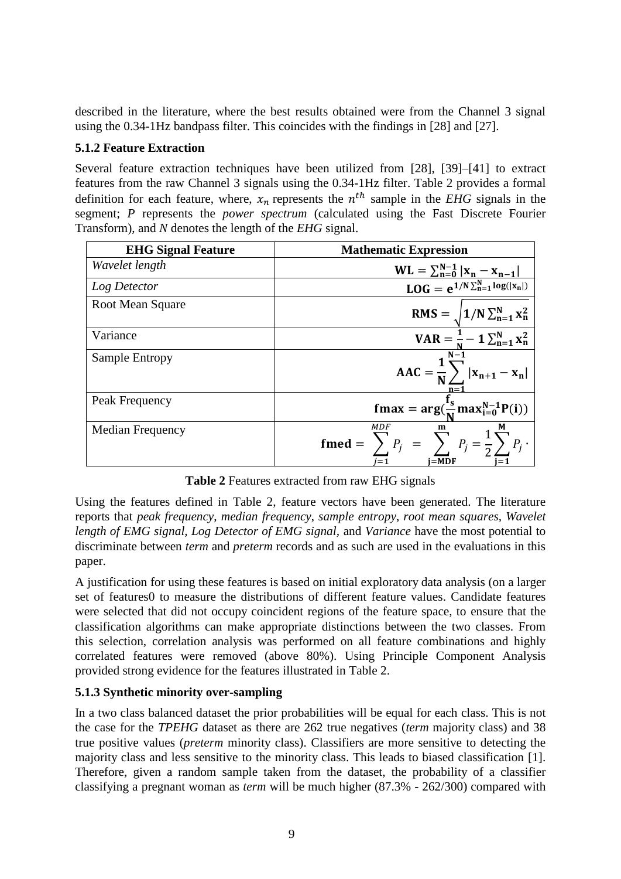described in the literature, where the best results obtained were from the Channel 3 signal using the 0.34-1Hz bandpass filter. This coincides with the findings in [28] and [27].

### 5.1.2 Feature Extraction

Several feature extraction techniques have been utilized from [28], [39]–[41] to extract features from the raw Channel 3 signals using the 0.34-1Hz filter. Table 2 provides a formal definition for each feature, where, $x_n$ represents the $n^{th}$ sample in the *EHG* signals in the segment; *P* represents the *power spectrum* (calculated using the Fast Discrete Fourier Transform), and *N* denotes the length of the *EHG* signal.

| EHG Signal Feature | Mathematic Expression |
|---|---|
| *Wavelet length* | $\mathbf{WL} = \sum_{n=0}^{N-1} \lvert x_n - x_{n-1} \rvert$ |
| *Log Detector* | $\mathbf{LOG} = e^{1/N \sum_{n=1}^{N} \log(\lvert x_n \rvert)}$ |
| Root Mean Square | $\mathbf{RMS} = \sqrt{1/N \sum_{n=1}^{N} x_n^2}$ |
| Variance | $\mathbf{VAR} = \frac{1}{N} - 1 \sum_{n=1}^{N} x_n^2$ |
| Sample Entropy | $\mathbf{AAC} = \frac{1}{N} \sum_{n=1}^{N-1} \lvert x_{n+1} - x_n \rvert$ |
| Peak Frequency | $\mathbf{fmax} = \arg(\frac{f_s}{N} \max_{i=0}^{N-1} P(i))$ |
| Median Frequency | $\mathbf{fmed} = \sum_{j=1}^{MDF} P_j = \sum_{j=MDF}^{m} P_j = \frac{1}{2} \sum_{j=1}^{M} P_j \cdot$ |

**Table 2** Features extracted from raw EHG signals

Using the features defined in Table 2, feature vectors have been generated. The literature reports that *peak frequency*, *median frequency*, *sample entropy*, *root mean squares*, *Wavelet length of EMG signal*, *Log Detector of EMG signal*, and *Variance* have the most potential to discriminate between *term* and *preterm* records and as such are used in the evaluations in this paper.

A justification for using these features is based on initial exploratory data analysis (on a larger set of features0 to measure the distributions of different feature values. Candidate features were selected that did not occupy coincident regions of the feature space, to ensure that the classification algorithms can make appropriate distinctions between the two classes. From this selection, correlation analysis was performed on all feature combinations and highly correlated features were removed (above 80%). Using Principle Component Analysis provided strong evidence for the features illustrated in Table 2.

### 5.1.3 Synthetic minority over-sampling

In a two class balanced dataset the prior probabilities will be equal for each class. This is not the case for the *TPEHG* dataset as there are 262 true negatives (*term* majority class) and 38 true positive values (*preterm* minority class). Classifiers are more sensitive to detecting the majority class and less sensitive to the minority class. This leads to biased classification [1]. Therefore, given a random sample taken from the dataset, the probability of a classifier classifying a pregnant woman as *term* will be much higher (87.3% - 262/300) compared with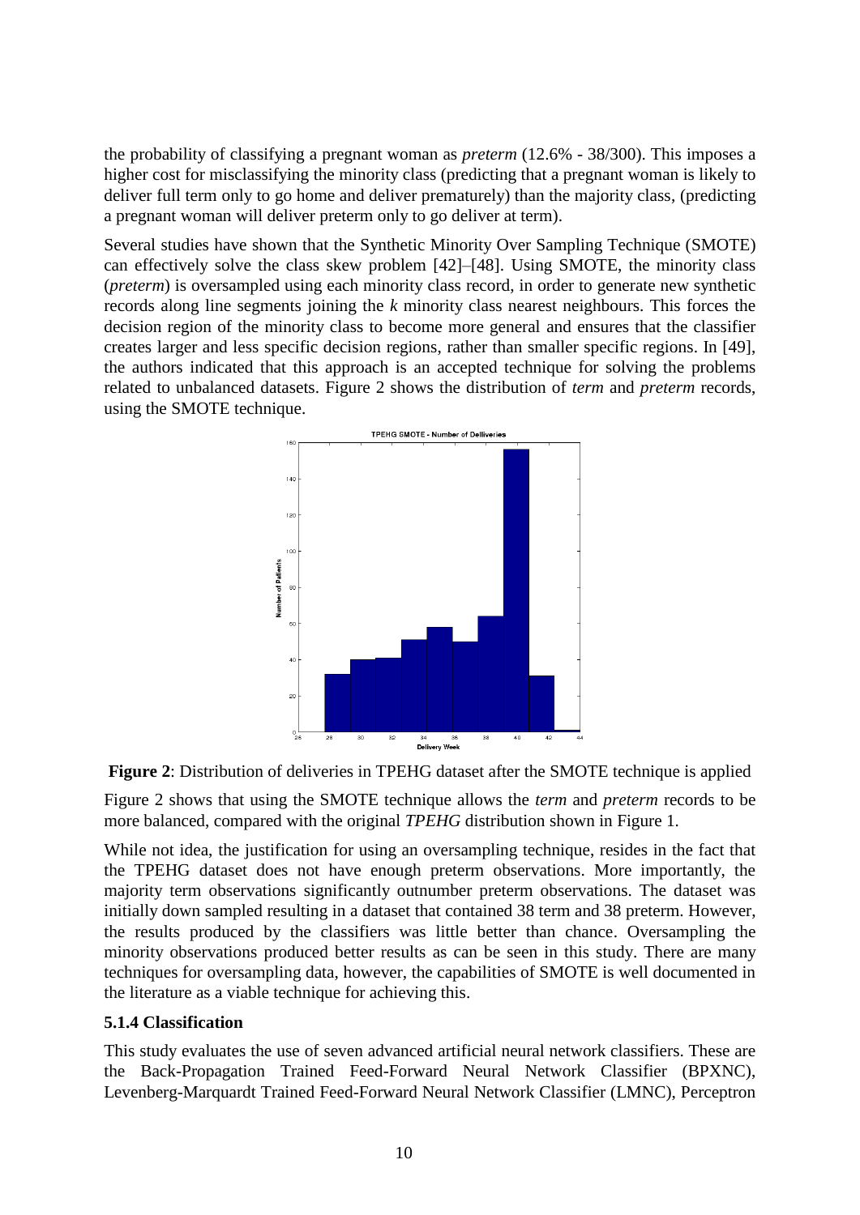the probability of classifying a pregnant woman as *preterm* (12.6% - 38/300). This imposes a higher cost for misclassifying the minority class (predicting that a pregnant woman is likely to deliver full term only to go home and deliver prematurely) than the majority class, (predicting a pregnant woman will deliver preterm only to go deliver at term).

Several studies have shown that the Synthetic Minority Over Sampling Technique (SMOTE) can effectively solve the class skew problem [42]–[48]. Using SMOTE, the minority class (*preterm*) is oversampled using each minority class record, in order to generate new synthetic records along line segments joining the *k* minority class nearest neighbours. This forces the decision region of the minority class to become more general and ensures that the classifier creates larger and less specific decision regions, rather than smaller specific regions. In [49], the authors indicated that this approach is an accepted technique for solving the problems related to unbalanced datasets. Figure 2 shows the distribution of *term* and *preterm* records, using the SMOTE technique.

**Figure 2**: Distribution of deliveries in TPEHG dataset after the SMOTE technique is applied

Figure 2 shows that using the SMOTE technique allows the *term* and *preterm* records to be more balanced, compared with the original *TPEHG* distribution shown in Figure 1.

While not idea, the justification for using an oversampling technique, resides in the fact that the TPEHG dataset does not have enough preterm observations. More importantly, the majority term observations significantly outnumber preterm observations. The dataset was initially down sampled resulting in a dataset that contained 38 term and 38 preterm. However, the results produced by the classifiers was little better than chance. Oversampling the minority observations produced better results as can be seen in this study. There are many techniques for oversampling data, however, the capabilities of SMOTE is well documented in the literature as a viable technique for achieving this.

### 5.1.4 Classification

This study evaluates the use of seven advanced artificial neural network classifiers. These are the Back-Propagation Trained Feed-Forward Neural Network Classifier (BPXNC), Levenberg-Marquardt Trained Feed-Forward Neural Network Classifier (LMNC), Perceptron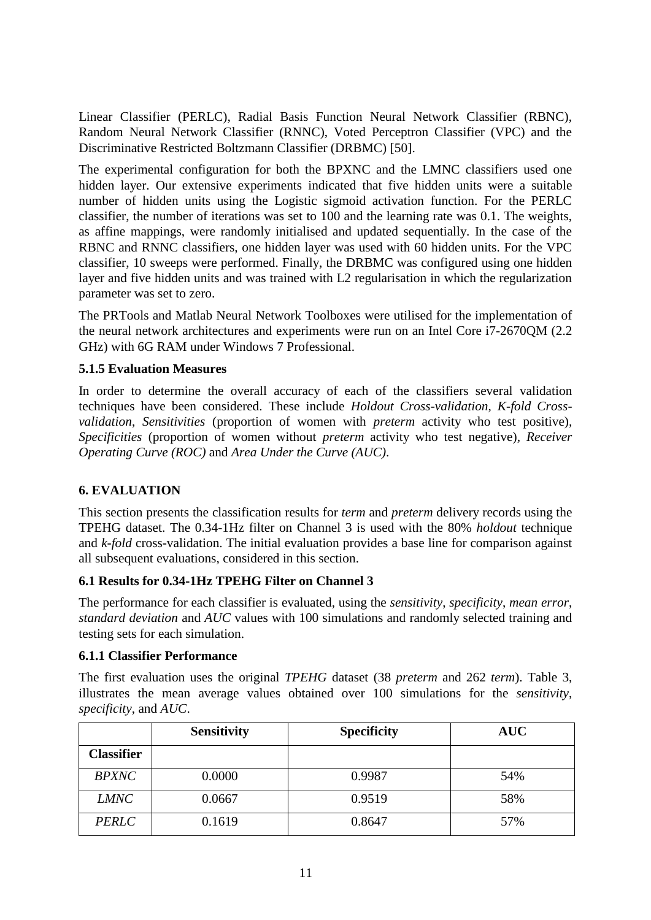Linear Classifier (PERLC), Radial Basis Function Neural Network Classifier (RBNC), Random Neural Network Classifier (RNNC), Voted Perceptron Classifier (VPC) and the Discriminative Restricted Boltzmann Classifier (DRBMC) [50].

The experimental configuration for both the BPXNC and the LMNC classifiers used one hidden layer. Our extensive experiments indicated that five hidden units were a suitable number of hidden units using the Logistic sigmoid activation function. For the PERLC classifier, the number of iterations was set to 100 and the learning rate was 0.1. The weights, as affine mappings, were randomly initialised and updated sequentially. In the case of the RBNC and RNNC classifiers, one hidden layer was used with 60 hidden units. For the VPC classifier, 10 sweeps were performed. Finally, the DRBMC was configured using one hidden layer and five hidden units and was trained with L2 regularisation in which the regularization parameter was set to zero.

The PRTools and Matlab Neural Network Toolboxes were utilised for the implementation of the neural network architectures and experiments were run on an Intel Core i7-2670QM (2.2 GHz) with 6G RAM under Windows 7 Professional.

### 5.1.5 Evaluation Measures

In order to determine the overall accuracy of each of the classifiers several validation techniques have been considered. These include *Holdout Cross-validation*, *K-fold Cross-validation*, *Sensitivities* (proportion of women with *preterm* activity who test positive), *Specificities* (proportion of women without *preterm* activity who test negative), *Receiver Operating Curve (ROC)* and *Area Under the Curve (AUC)*.

## 6. EVALUATION

This section presents the classification results for *term* and *preterm* delivery records using the TPEHG dataset. The 0.34-1Hz filter on Channel 3 is used with the 80% *holdout* technique and *k-fold* cross-validation. The initial evaluation provides a base line for comparison against all subsequent evaluations, considered in this section.

### 6.1 Results for 0.34-1Hz TPEHG Filter on Channel 3

The performance for each classifier is evaluated, using the *sensitivity*, *specificity*, *mean error*, *standard deviation* and *AUC* values with 100 simulations and randomly selected training and testing sets for each simulation.

### 6.1.1 Classifier Performance

The first evaluation uses the original *TPEHG* dataset (38 *preterm* and 262 *term*). Table 3, illustrates the mean average values obtained over 100 simulations for the *sensitivity*, *specificity*, and *AUC*.

| | **Sensitivity** | **Specificity** | **AUC** |
|---|---|---|---|
| **Classifier** | | | |
| *BPXNC* | 0.0000 | 0.9987 | 54% |
| *LMNC* | 0.0667 | 0.9519 | 58% |
| *PERLC* | 0.1619 | 0.8647 | 57% |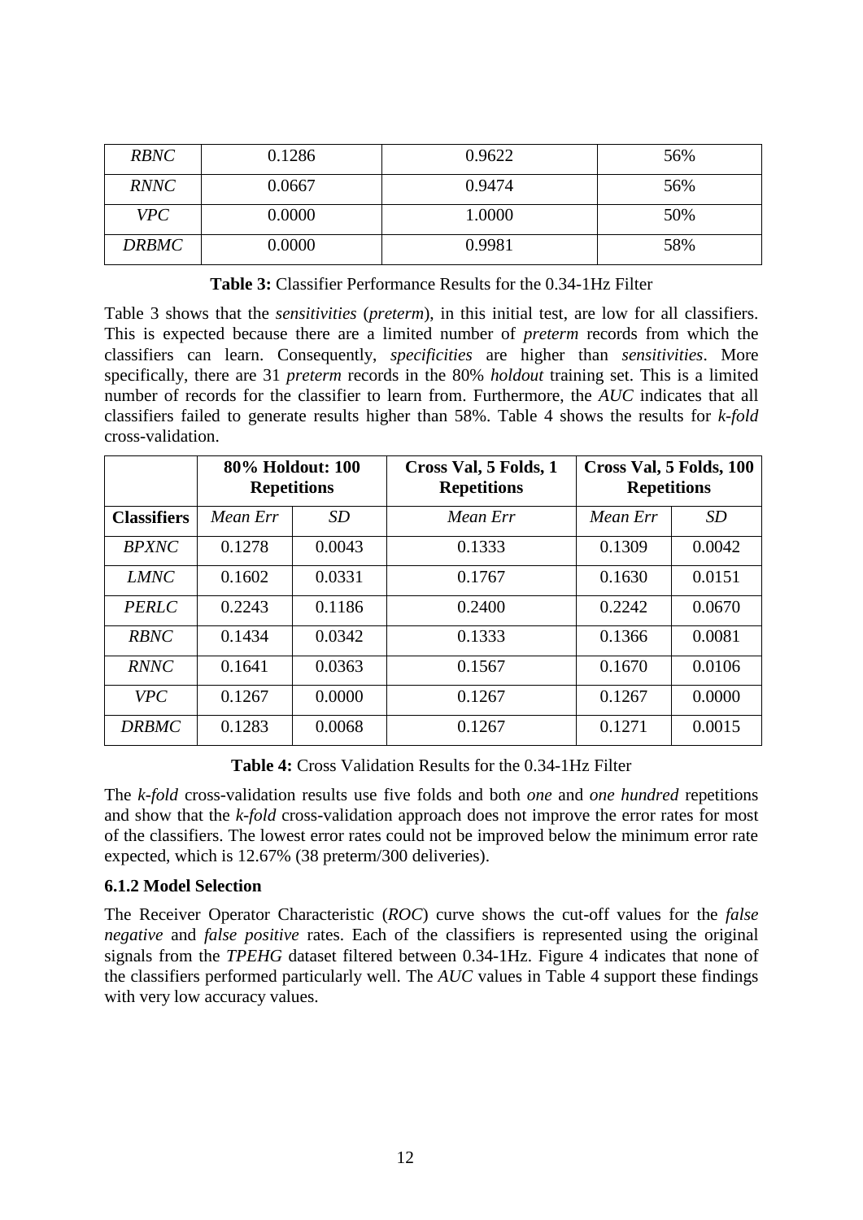| | | | |
|---|---|---|---|
| *RBNC* | 0.1286 | 0.9622 | 56% |
| *RNNC* | 0.0667 | 0.9474 | 56% |
| *VPC* | 0.0000 | 1.0000 | 50% |
| *DRBMC* | 0.0000 | 0.9981 | 58% |

**Table 3:** Classifier Performance Results for the 0.34-1Hz Filter

Table 3 shows that the *sensitivities* (*preterm*), in this initial test, are low for all classifiers. This is expected because there are a limited number of *preterm* records from which the classifiers can learn. Consequently, *specificities* are higher than *sensitivities*. More specifically, there are 31 *preterm* records in the 80% *holdout* training set. This is a limited number of records for the classifier to learn from. Furthermore, the *AUC* indicates that all classifiers failed to generate results higher than 58%. Table 4 shows the results for *k-fold* cross-validation.

| | **80% Holdout: 100 Repetitions** | | **Cross Val, 5 Folds, 1 Repetitions** | **Cross Val, 5 Folds, 100 Repetitions** | |
|---|---|---|---|---|---|
| **Classifiers** | *Mean Err* | *SD* | *Mean Err* | *Mean Err* | *SD* |
| *BPXNC* | 0.1278 | 0.0043 | 0.1333 | 0.1309 | 0.0042 |
| *LMNC* | 0.1602 | 0.0331 | 0.1767 | 0.1630 | 0.0151 |
| *PERLC* | 0.2243 | 0.1186 | 0.2400 | 0.2242 | 0.0670 |
| *RBNC* | 0.1434 | 0.0342 | 0.1333 | 0.1366 | 0.0081 |
| *RNNC* | 0.1641 | 0.0363 | 0.1567 | 0.1670 | 0.0106 |
| *VPC* | 0.1267 | 0.0000 | 0.1267 | 0.1267 | 0.0000 |
| *DRBMC* | 0.1283 | 0.0068 | 0.1267 | 0.1271 | 0.0015 |

**Table 4:** Cross Validation Results for the 0.34-1Hz Filter

The *k-fold* cross-validation results use five folds and both *one* and *one hundred* repetitions and show that the *k-fold* cross-validation approach does not improve the error rates for most of the classifiers. The lowest error rates could not be improved below the minimum error rate expected, which is 12.67% (38 preterm/300 deliveries).

### 6.1.2 Model Selection

The Receiver Operator Characteristic (*ROC*) curve shows the cut-off values for the *false negative* and *false positive* rates. Each of the classifiers is represented using the original signals from the *TPEHG* dataset filtered between 0.34-1Hz. Figure 4 indicates that none of the classifiers performed particularly well. The *AUC* values in Table 4 support these findings with very low accuracy values.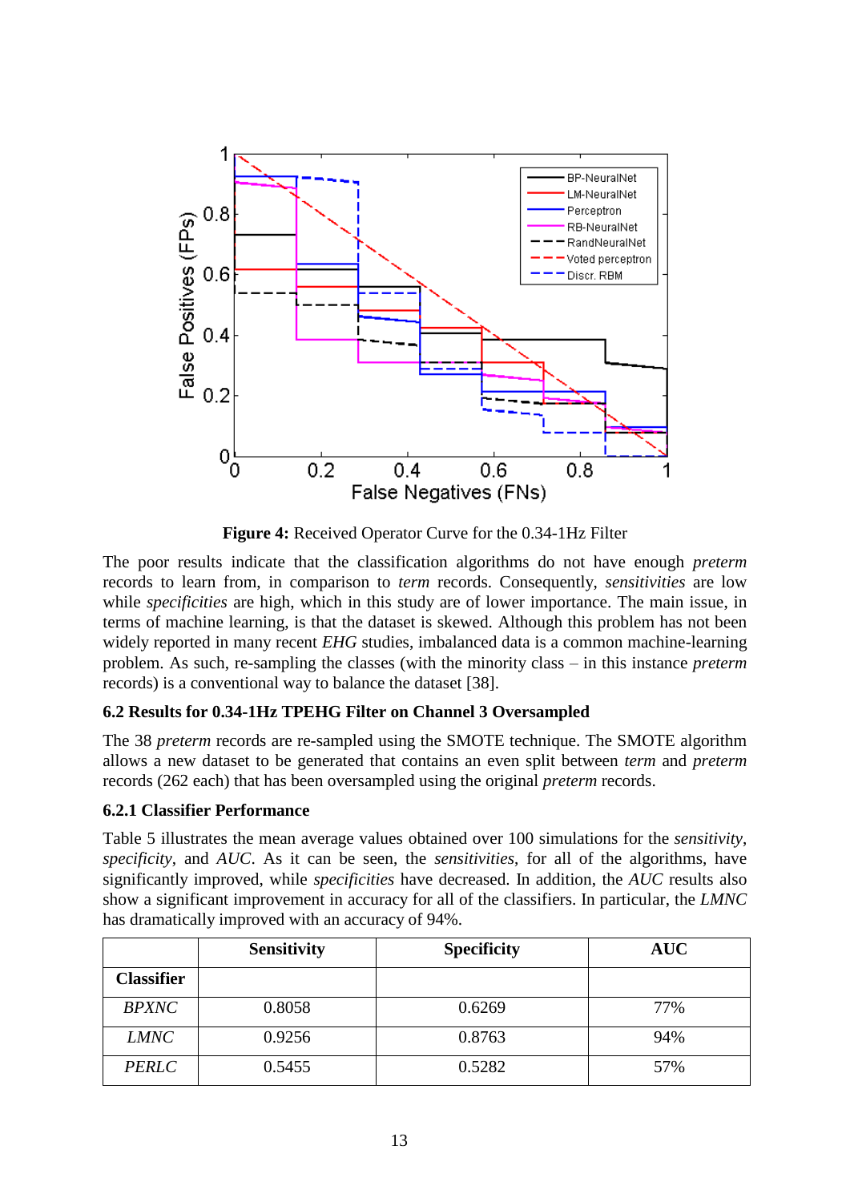**Figure 4:** Received Operator Curve for the 0.34-1Hz Filter

The poor results indicate that the classification algorithms do not have enough *preterm* records to learn from, in comparison to *term* records. Consequently, *sensitivities* are low while *specificities* are high, which in this study are of lower importance. The main issue, in terms of machine learning, is that the dataset is skewed. Although this problem has not been widely reported in many recent *EHG* studies, imbalanced data is a common machine-learning problem. As such, re-sampling the classes (with the minority class – in this instance *preterm* records) is a conventional way to balance the dataset [38].

### 6.2 Results for 0.34-1Hz TPEHG Filter on Channel 3 Oversampled

The 38 *preterm* records are re-sampled using the SMOTE technique. The SMOTE algorithm allows a new dataset to be generated that contains an even split between *term* and *preterm* records (262 each) that has been oversampled using the original *preterm* records.

#### 6.2.1 Classifier Performance

Table 5 illustrates the mean average values obtained over 100 simulations for the *sensitivity*, *specificity*, and *AUC*. As it can be seen, the *sensitivities*, for all of the algorithms, have significantly improved, while *specificities* have decreased. In addition, the *AUC* results also show a significant improvement in accuracy for all of the classifiers. In particular, the *LMNC* has dramatically improved with an accuracy of 94%.

| | Sensitivity | Specificity | AUC |
|---|---|---|---|
| **Classifier** | | | |
| *BPXNC* | 0.8058 | 0.6269 | 77% |
| *LMNC* | 0.9256 | 0.8763 | 94% |
| *PERLC* | 0.5455 | 0.5282 | 57% |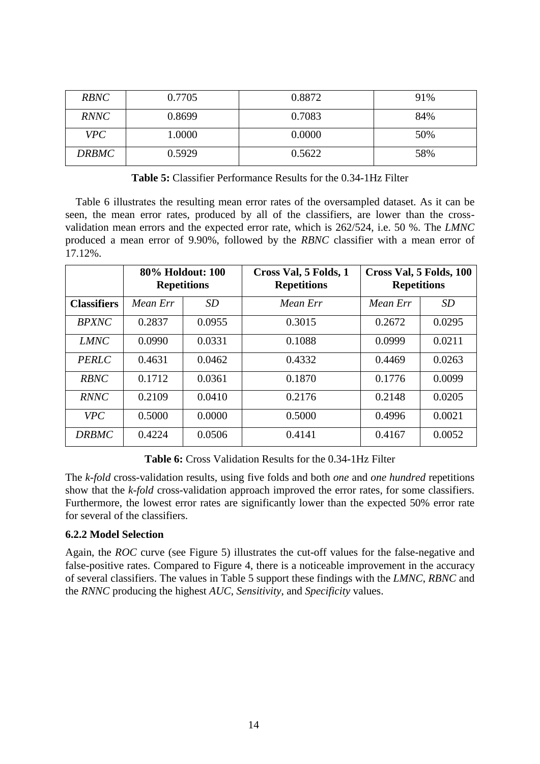| *RBNC* | 0.7705 | 0.8872 | 91% |
|---|---|---|---|
| *RNNC* | 0.8699 | 0.7083 | 84% |
| *VPC* | 1.0000 | 0.0000 | 50% |
| *DRBMC* | 0.5929 | 0.5622 | 58% |

**Table 5:** Classifier Performance Results for the 0.34-1Hz Filter

Table 6 illustrates the resulting mean error rates of the oversampled dataset. As it can be seen, the mean error rates, produced by all of the classifiers, are lower than the cross-validation mean errors and the expected error rate, which is 262/524, i.e. 50 %. The *LMNC* produced a mean error of 9.90%, followed by the *RBNC* classifier with a mean error of 17.12%.

| | **80% Holdout: 100 Repetitions** | | **Cross Val, 5 Folds, 1 Repetitions** | **Cross Val, 5 Folds, 100 Repetitions** | |
|---|---|---|---|---|---|
| **Classifiers** | *Mean Err* | *SD* | *Mean Err* | *Mean Err* | *SD* |
| *BPXNC* | 0.2837 | 0.0955 | 0.3015 | 0.2672 | 0.0295 |
| *LMNC* | 0.0990 | 0.0331 | 0.1088 | 0.0999 | 0.0211 |
| *PERLC* | 0.4631 | 0.0462 | 0.4332 | 0.4469 | 0.0263 |
| *RBNC* | 0.1712 | 0.0361 | 0.1870 | 0.1776 | 0.0099 |
| *RNNC* | 0.2109 | 0.0410 | 0.2176 | 0.2148 | 0.0205 |
| *VPC* | 0.5000 | 0.0000 | 0.5000 | 0.4996 | 0.0021 |
| *DRBMC* | 0.4224 | 0.0506 | 0.4141 | 0.4167 | 0.0052 |

**Table 6:** Cross Validation Results for the 0.34-1Hz Filter

The *k-fold* cross-validation results, using five folds and both *one* and *one hundred* repetitions show that the *k-fold* cross-validation approach improved the error rates, for some classifiers. Furthermore, the lowest error rates are significantly lower than the expected 50% error rate for several of the classifiers.

### 6.2.2 Model Selection

Again, the *ROC* curve (see Figure 5) illustrates the cut-off values for the false-negative and false-positive rates. Compared to Figure 4, there is a noticeable improvement in the accuracy of several classifiers. The values in Table 5 support these findings with the *LMNC*, *RBNC* and the *RNNC* producing the highest *AUC*, *Sensitivity*, and *Specificity* values.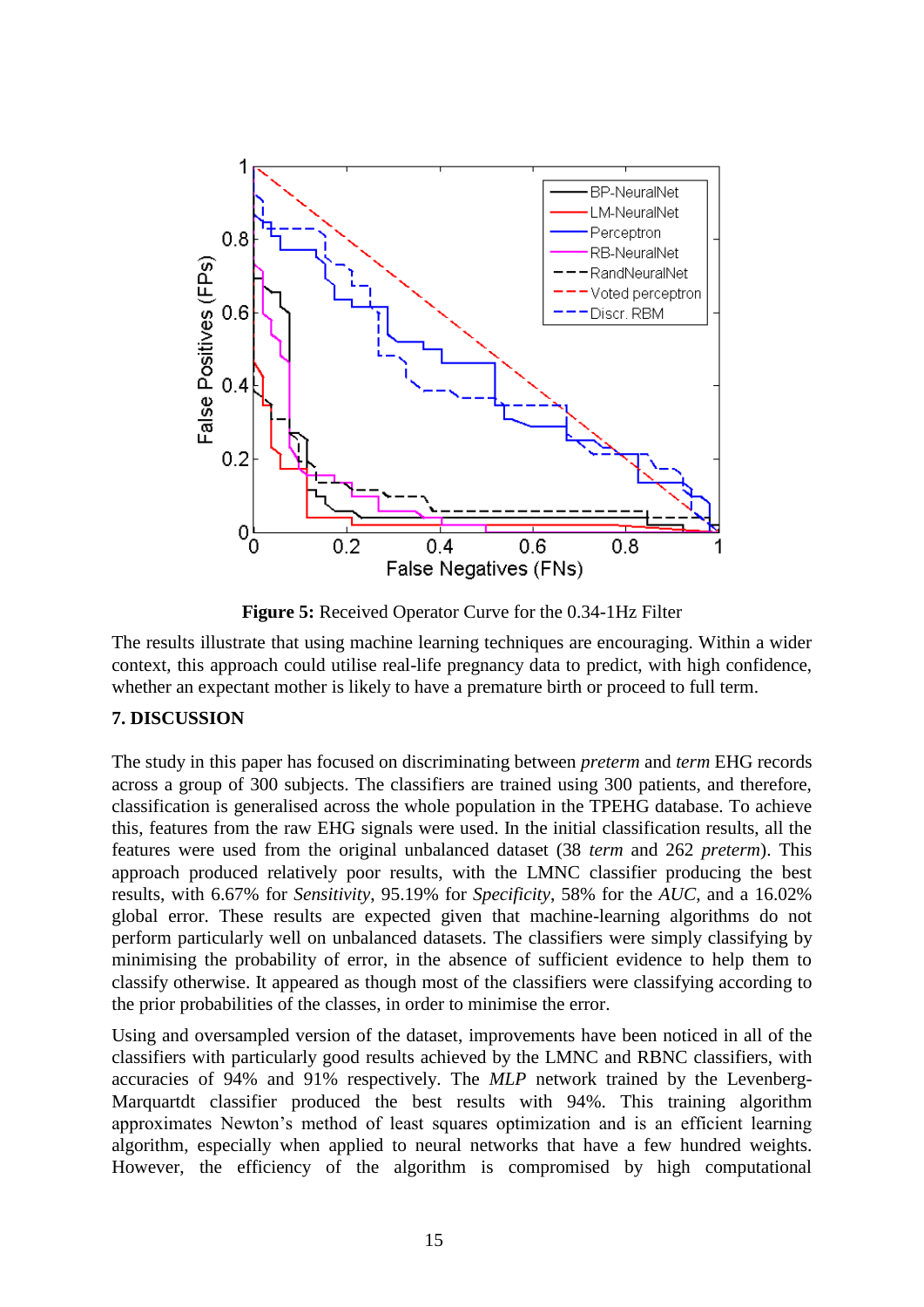**Figure 5:** Received Operator Curve for the 0.34-1Hz Filter

The results illustrate that using machine learning techniques are encouraging. Within a wider context, this approach could utilise real-life pregnancy data to predict, with high confidence, whether an expectant mother is likely to have a premature birth or proceed to full term.

## 7. DISCUSSION

The study in this paper has focused on discriminating between *preterm* and *term* EHG records across a group of 300 subjects. The classifiers are trained using 300 patients, and therefore, classification is generalised across the whole population in the TPEHG database. To achieve this, features from the raw EHG signals were used. In the initial classification results, all the features were used from the original unbalanced dataset (38 *term* and 262 *preterm*). This approach produced relatively poor results, with the LMNC classifier producing the best results, with 6.67% for *Sensitivity*, 95.19% for *Specificity*, 58% for the *AUC*, and a 16.02% global error. These results are expected given that machine-learning algorithms do not perform particularly well on unbalanced datasets. The classifiers were simply classifying by minimising the probability of error, in the absence of sufficient evidence to help them to classify otherwise. It appeared as though most of the classifiers were classifying according to the prior probabilities of the classes, in order to minimise the error.

Using and oversampled version of the dataset, improvements have been noticed in all of the classifiers with particularly good results achieved by the LMNC and RBNC classifiers, with accuracies of 94% and 91% respectively. The *MLP* network trained by the Levenberg-Marquardt classifier produced the best results with 94%. This training algorithm approximates Newton's method of least squares optimization and is an efficient learning algorithm, especially when applied to neural networks that have a few hundred weights. However, the efficiency of the algorithm is compromised by high computational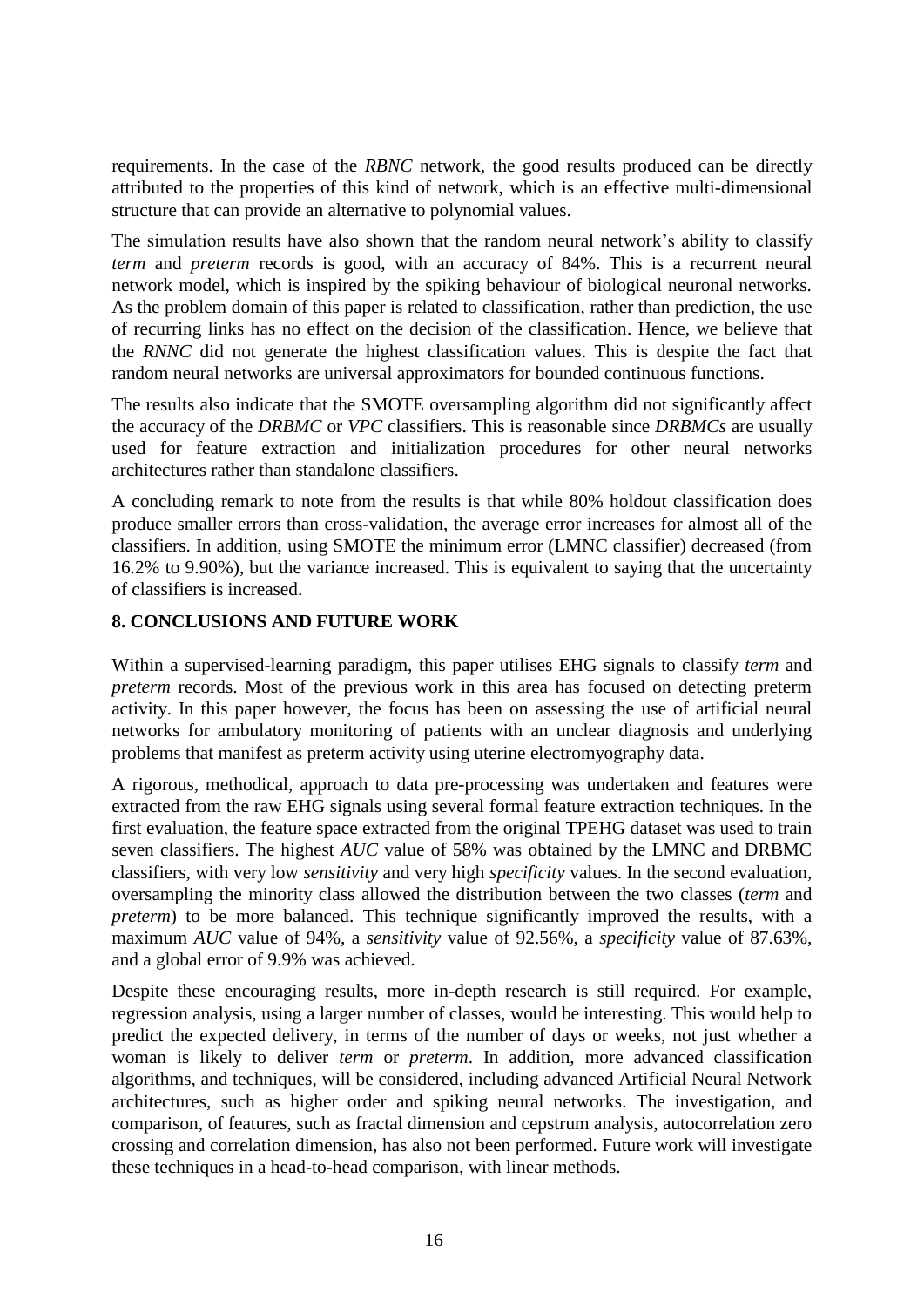requirements. In the case of the *RBNC* network, the good results produced can be directly attributed to the properties of this kind of network, which is an effective multi-dimensional structure that can provide an alternative to polynomial values.

The simulation results have also shown that the random neural network's ability to classify *term* and *preterm* records is good, with an accuracy of 84%. This is a recurrent neural network model, which is inspired by the spiking behaviour of biological neuronal networks. As the problem domain of this paper is related to classification, rather than prediction, the use of recurring links has no effect on the decision of the classification. Hence, we believe that the *RNNC* did not generate the highest classification values. This is despite the fact that random neural networks are universal approximators for bounded continuous functions.

The results also indicate that the SMOTE oversampling algorithm did not significantly affect the accuracy of the *DRBMC* or *VPC* classifiers. This is reasonable since *DRBMCs* are usually used for feature extraction and initialization procedures for other neural networks architectures rather than standalone classifiers.

A concluding remark to note from the results is that while 80% holdout classification does produce smaller errors than cross-validation, the average error increases for almost all of the classifiers. In addition, using SMOTE the minimum error (LMNC classifier) decreased (from 16.2% to 9.90%), but the variance increased. This is equivalent to saying that the uncertainty of classifiers is increased.

## 8. CONCLUSIONS AND FUTURE WORK

Within a supervised-learning paradigm, this paper utilises EHG signals to classify *term* and *preterm* records. Most of the previous work in this area has focused on detecting preterm activity. In this paper however, the focus has been on assessing the use of artificial neural networks for ambulatory monitoring of patients with an unclear diagnosis and underlying problems that manifest as preterm activity using uterine electromyography data.

A rigorous, methodical, approach to data pre-processing was undertaken and features were extracted from the raw EHG signals using several formal feature extraction techniques. In the first evaluation, the feature space extracted from the original TPEHG dataset was used to train seven classifiers. The highest *AUC* value of 58% was obtained by the LMNC and DRBMC classifiers, with very low *sensitivity* and very high *specificity* values. In the second evaluation, oversampling the minority class allowed the distribution between the two classes (*term* and *preterm*) to be more balanced. This technique significantly improved the results, with a maximum *AUC* value of 94%, a *sensitivity* value of 92.56%, a *specificity* value of 87.63%, and a global error of 9.9% was achieved.

Despite these encouraging results, more in-depth research is still required. For example, regression analysis, using a larger number of classes, would be interesting. This would help to predict the expected delivery, in terms of the number of days or weeks, not just whether a woman is likely to deliver *term* or *preterm*. In addition, more advanced classification algorithms, and techniques, will be considered, including advanced Artificial Neural Network architectures, such as higher order and spiking neural networks. The investigation, and comparison, of features, such as fractal dimension and cepstrum analysis, autocorrelation zero crossing and correlation dimension, has also not been performed. Future work will investigate these techniques in a head-to-head comparison, with linear methods.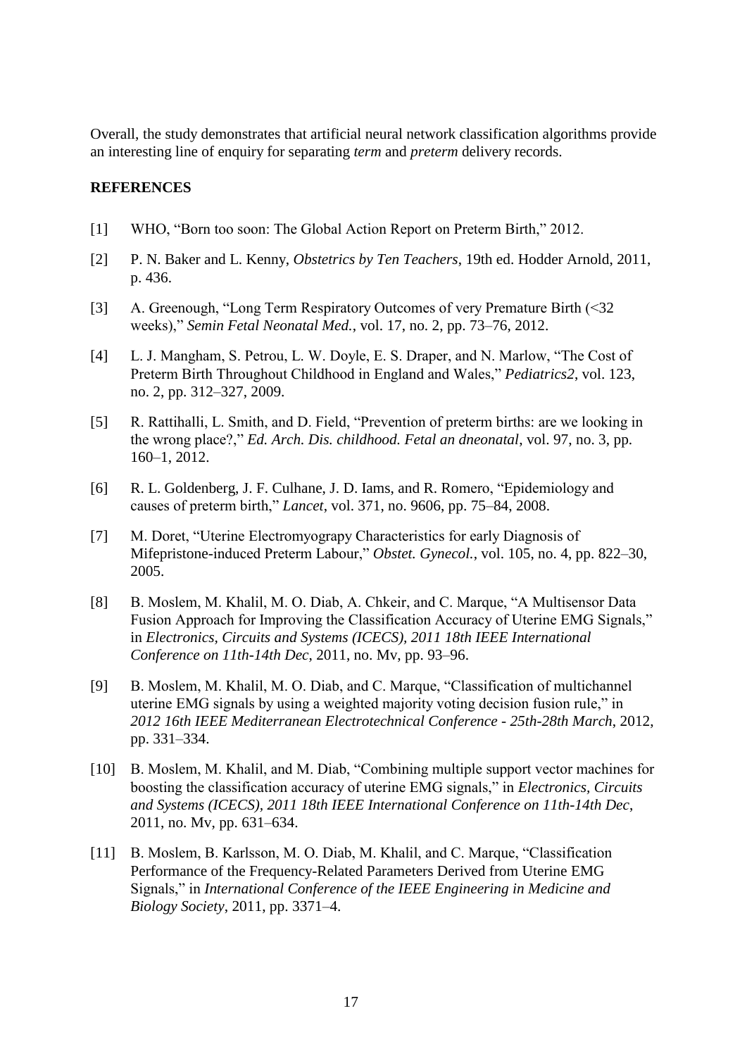Overall, the study demonstrates that artificial neural network classification algorithms provide an interesting line of enquiry for separating *term* and *preterm* delivery records.

**REFERENCES**

[1] WHO, "Born too soon: The Global Action Report on Preterm Birth," 2012.

[2] P. N. Baker and L. Kenny, *Obstetrics by Ten Teachers*, 19th ed. Hodder Arnold, 2011, p. 436.

[3] A. Greenough, "Long Term Respiratory Outcomes of very Premature Birth (<32 weeks)," *Semin Fetal Neonatal Med.*, vol. 17, no. 2, pp. 73–76, 2012.

[4] L. J. Mangham, S. Petrou, L. W. Doyle, E. S. Draper, and N. Marlow, "The Cost of Preterm Birth Throughout Childhood in England and Wales," *Pediatrics2*, vol. 123, no. 2, pp. 312–327, 2009.

[5] R. Rattihalli, L. Smith, and D. Field, "Prevention of preterm births: are we looking in the wrong place?," *Ed. Arch. Dis. childhood. Fetal an dneonatal*, vol. 97, no. 3, pp. 160–1, 2012.

[6] R. L. Goldenberg, J. F. Culhane, J. D. Iams, and R. Romero, "Epidemiology and causes of preterm birth," *Lancet*, vol. 371, no. 9606, pp. 75–84, 2008.

[7] M. Doret, "Uterine Electromyograpy Characteristics for early Diagnosis of Mifepristone-induced Preterm Labour," *Obstet. Gynecol.*, vol. 105, no. 4, pp. 822–30, 2005.

[8] B. Moslem, M. Khalil, M. O. Diab, A. Chkeir, and C. Marque, "A Multisensor Data Fusion Approach for Improving the Classification Accuracy of Uterine EMG Signals," in *Electronics, Circuits and Systems (ICECS), 2011 18th IEEE International Conference on 11th-14th Dec*, 2011, no. Mv, pp. 93–96.

[9] B. Moslem, M. Khalil, M. O. Diab, and C. Marque, "Classification of multichannel uterine EMG signals by using a weighted majority voting decision fusion rule," in *2012 16th IEEE Mediterranean Electrotechnical Conference - 25th-28th March*, 2012, pp. 331–334.

[10] B. Moslem, M. Khalil, and M. Diab, "Combining multiple support vector machines for boosting the classification accuracy of uterine EMG signals," in *Electronics, Circuits and Systems (ICECS), 2011 18th IEEE International Conference on 11th-14th Dec*, 2011, no. Mv, pp. 631–634.

[11] B. Moslem, B. Karlsson, M. O. Diab, M. Khalil, and C. Marque, "Classification Performance of the Frequency-Related Parameters Derived from Uterine EMG Signals," in *International Conference of the IEEE Engineering in Medicine and Biology Society*, 2011, pp. 3371–4.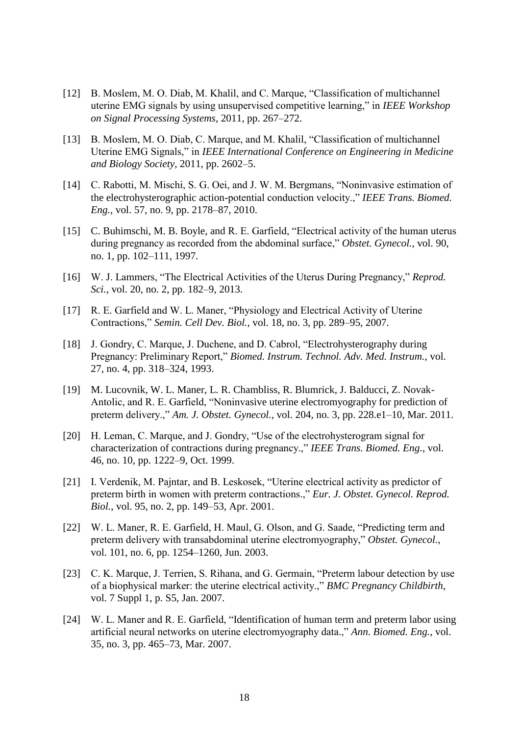[12] B. Moslem, M. O. Diab, M. Khalil, and C. Marque, "Classification of multichannel uterine EMG signals by using unsupervised competitive learning," in *IEEE Workshop on Signal Processing Systems*, 2011, pp. 267–272.

[13] B. Moslem, M. O. Diab, C. Marque, and M. Khalil, "Classification of multichannel Uterine EMG Signals," in *IEEE International Conference on Engineering in Medicine and Biology Society*, 2011, pp. 2602–5.

[14] C. Rabotti, M. Mischi, S. G. Oei, and J. W. M. Bergmans, "Noninvasive estimation of the electrohysterographic action-potential conduction velocity.," *IEEE Trans. Biomed. Eng.*, vol. 57, no. 9, pp. 2178–87, 2010.

[15] C. Buhimschi, M. B. Boyle, and R. E. Garfield, "Electrical activity of the human uterus during pregnancy as recorded from the abdominal surface," *Obstet. Gynecol.*, vol. 90, no. 1, pp. 102–111, 1997.

[16] W. J. Lammers, "The Electrical Activities of the Uterus During Pregnancy," *Reprod. Sci.*, vol. 20, no. 2, pp. 182–9, 2013.

[17] R. E. Garfield and W. L. Maner, "Physiology and Electrical Activity of Uterine Contractions," *Semin. Cell Dev. Biol.*, vol. 18, no. 3, pp. 289–95, 2007.

[18] J. Gondry, C. Marque, J. Duchene, and D. Cabrol, "Electrohysterography during Pregnancy: Preliminary Report," *Biomed. Instrum. Technol. Adv. Med. Instrum.*, vol. 27, no. 4, pp. 318–324, 1993.

[19] M. Lucovnik, W. L. Maner, L. R. Chambliss, R. Blumrick, J. Balducci, Z. Novak-Antolic, and R. E. Garfield, "Noninvasive uterine electromyography for prediction of preterm delivery.," *Am. J. Obstet. Gynecol.*, vol. 204, no. 3, pp. 228.e1–10, Mar. 2011.

[20] H. Leman, C. Marque, and J. Gondry, "Use of the electrohysterogram signal for characterization of contractions during pregnancy.," *IEEE Trans. Biomed. Eng.*, vol. 46, no. 10, pp. 1222–9, Oct. 1999.

[21] I. Verdenik, M. Pajntar, and B. Leskosek, "Uterine electrical activity as predictor of preterm birth in women with preterm contractions.," *Eur. J. Obstet. Gynecol. Reprod. Biol.*, vol. 95, no. 2, pp. 149–53, Apr. 2001.

[22] W. L. Maner, R. E. Garfield, H. Maul, G. Olson, and G. Saade, "Predicting term and preterm delivery with transabdominal uterine electromyography," *Obstet. Gynecol.*, vol. 101, no. 6, pp. 1254–1260, Jun. 2003.

[23] C. K. Marque, J. Terrien, S. Rihana, and G. Germain, "Preterm labour detection by use of a biophysical marker: the uterine electrical activity.," *BMC Pregnancy Childbirth*, vol. 7 Suppl 1, p. S5, Jan. 2007.

[24] W. L. Maner and R. E. Garfield, "Identification of human term and preterm labor using artificial neural networks on uterine electromyography data.," *Ann. Biomed. Eng.*, vol. 35, no. 3, pp. 465–73, Mar. 2007.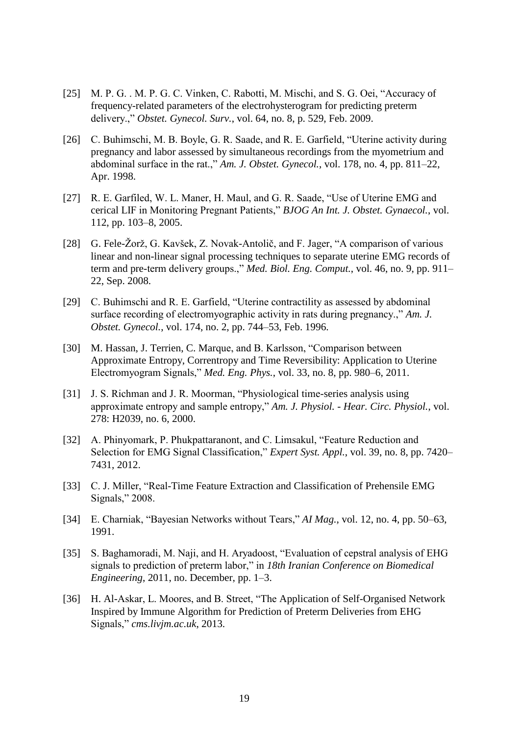[25] M. P. G. . M. P. G. C. Vinken, C. Rabotti, M. Mischi, and S. G. Oei, "Accuracy of frequency-related parameters of the electrohysterogram for predicting preterm delivery.," *Obstet. Gynecol. Surv.*, vol. 64, no. 8, p. 529, Feb. 2009.

[26] C. Buhimschi, M. B. Boyle, G. R. Saade, and R. E. Garfield, "Uterine activity during pregnancy and labor assessed by simultaneous recordings from the myometrium and abdominal surface in the rat.," *Am. J. Obstet. Gynecol.*, vol. 178, no. 4, pp. 811–22, Apr. 1998.

[27] R. E. Garfiled, W. L. Maner, H. Maul, and G. R. Saade, "Use of Uterine EMG and cerical LIF in Monitoring Pregnant Patients," *BJOG An Int. J. Obstet. Gynaecol.*, vol. 112, pp. 103–8, 2005.

[28] G. Fele-Žorž, G. Kavšek, Z. Novak-Antolič, and F. Jager, "A comparison of various linear and non-linear signal processing techniques to separate uterine EMG records of term and pre-term delivery groups.," *Med. Biol. Eng. Comput.*, vol. 46, no. 9, pp. 911–22, Sep. 2008.

[29] C. Buhimschi and R. E. Garfield, "Uterine contractility as assessed by abdominal surface recording of electromyographic activity in rats during pregnancy.," *Am. J. Obstet. Gynecol.*, vol. 174, no. 2, pp. 744–53, Feb. 1996.

[30] M. Hassan, J. Terrien, C. Marque, and B. Karlsson, "Comparison between Approximate Entropy, Correntropy and Time Reversibility: Application to Uterine Electromyogram Signals," *Med. Eng. Phys.*, vol. 33, no. 8, pp. 980–6, 2011.

[31] J. S. Richman and J. R. Moorman, "Physiological time-series analysis using approximate entropy and sample entropy," *Am. J. Physiol. - Hear. Circ. Physiol.*, vol. 278: H2039, no. 6, 2000.

[32] A. Phinyomark, P. Phukpattaranont, and C. Limsakul, "Feature Reduction and Selection for EMG Signal Classification," *Expert Syst. Appl.*, vol. 39, no. 8, pp. 7420–7431, 2012.

[33] C. J. Miller, "Real-Time Feature Extraction and Classification of Prehensile EMG Signals," 2008.

[34] E. Charniak, "Bayesian Networks without Tears," *AI Mag.*, vol. 12, no. 4, pp. 50–63, 1991.

[35] S. Baghamoradi, M. Naji, and H. Aryadoost, "Evaluation of cepstral analysis of EHG signals to prediction of preterm labor," in *18th Iranian Conference on Biomedical Engineering*, 2011, no. December, pp. 1–3.

[36] H. Al-Askar, L. Moores, and B. Street, "The Application of Self-Organised Network Inspired by Immune Algorithm for Prediction of Preterm Deliveries from EHG Signals," *cms.livjm.ac.uk*, 2013.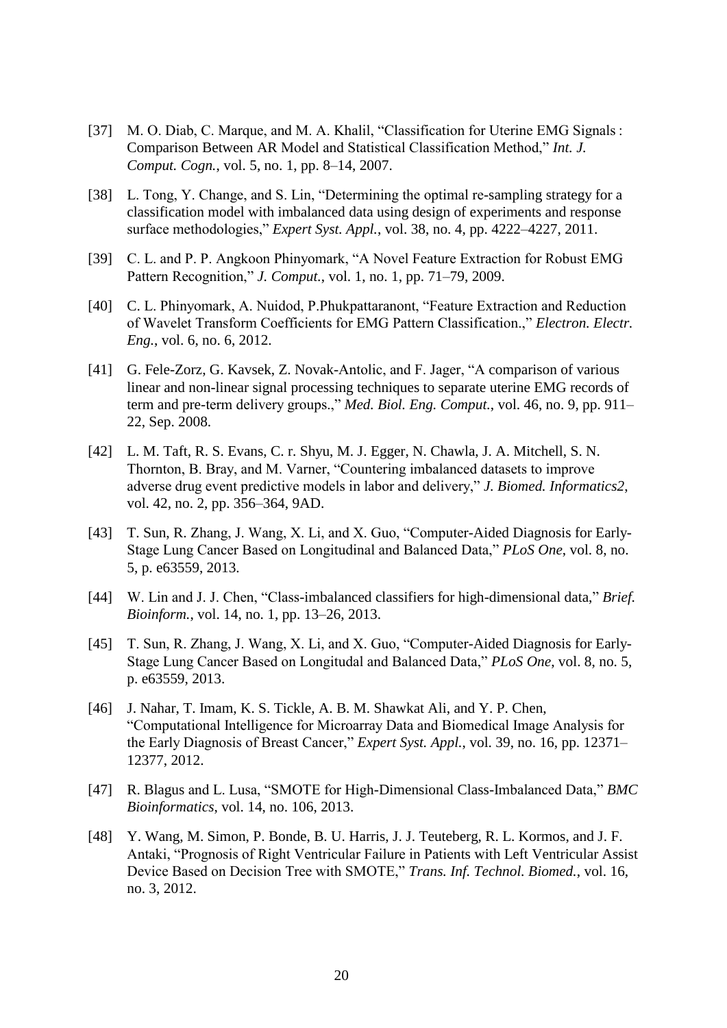[37] M. O. Diab, C. Marque, and M. A. Khalil, "Classification for Uterine EMG Signals : Comparison Between AR Model and Statistical Classification Method," *Int. J. Comput. Cogn.*, vol. 5, no. 1, pp. 8–14, 2007.

[38] L. Tong, Y. Change, and S. Lin, "Determining the optimal re-sampling strategy for a classification model with imbalanced data using design of experiments and response surface methodologies," *Expert Syst. Appl.*, vol. 38, no. 4, pp. 4222–4227, 2011.

[39] C. L. and P. P. Angkoon Phinyomark, "A Novel Feature Extraction for Robust EMG Pattern Recognition," *J. Comput.*, vol. 1, no. 1, pp. 71–79, 2009.

[40] C. L. Phinyomark, A. Nuidod, P.Phukpattaranont, "Feature Extraction and Reduction of Wavelet Transform Coefficients for EMG Pattern Classification.," *Electron. Electr. Eng.*, vol. 6, no. 6, 2012.

[41] G. Fele-Zorz, G. Kavsek, Z. Novak-Antolic, and F. Jager, "A comparison of various linear and non-linear signal processing techniques to separate uterine EMG records of term and pre-term delivery groups.," *Med. Biol. Eng. Comput.*, vol. 46, no. 9, pp. 911–22, Sep. 2008.

[42] L. M. Taft, R. S. Evans, C. r. Shyu, M. J. Egger, N. Chawla, J. A. Mitchell, S. N. Thornton, B. Bray, and M. Varner, "Countering imbalanced datasets to improve adverse drug event predictive models in labor and delivery," *J. Biomed. Informatics2*, vol. 42, no. 2, pp. 356–364, 9AD.

[43] T. Sun, R. Zhang, J. Wang, X. Li, and X. Guo, "Computer-Aided Diagnosis for Early-Stage Lung Cancer Based on Longitudinal and Balanced Data," *PLoS One*, vol. 8, no. 5, p. e63559, 2013.

[44] W. Lin and J. J. Chen, "Class-imbalanced classifiers for high-dimensional data," *Brief. Bioinform.*, vol. 14, no. 1, pp. 13–26, 2013.

[45] T. Sun, R. Zhang, J. Wang, X. Li, and X. Guo, "Computer-Aided Diagnosis for Early-Stage Lung Cancer Based on Longitudal and Balanced Data," *PLoS One*, vol. 8, no. 5, p. e63559, 2013.

[46] J. Nahar, T. Imam, K. S. Tickle, A. B. M. Shawkat Ali, and Y. P. Chen, "Computational Intelligence for Microarray Data and Biomedical Image Analysis for the Early Diagnosis of Breast Cancer," *Expert Syst. Appl.*, vol. 39, no. 16, pp. 12371–12377, 2012.

[47] R. Blagus and L. Lusa, "SMOTE for High-Dimensional Class-Imbalanced Data," *BMC Bioinformatics*, vol. 14, no. 106, 2013.

[48] Y. Wang, M. Simon, P. Bonde, B. U. Harris, J. J. Teuteberg, R. L. Kormos, and J. F. Antaki, "Prognosis of Right Ventricular Failure in Patients with Left Ventricular Assist Device Based on Decision Tree with SMOTE," *Trans. Inf. Technol. Biomed.*, vol. 16, no. 3, 2012.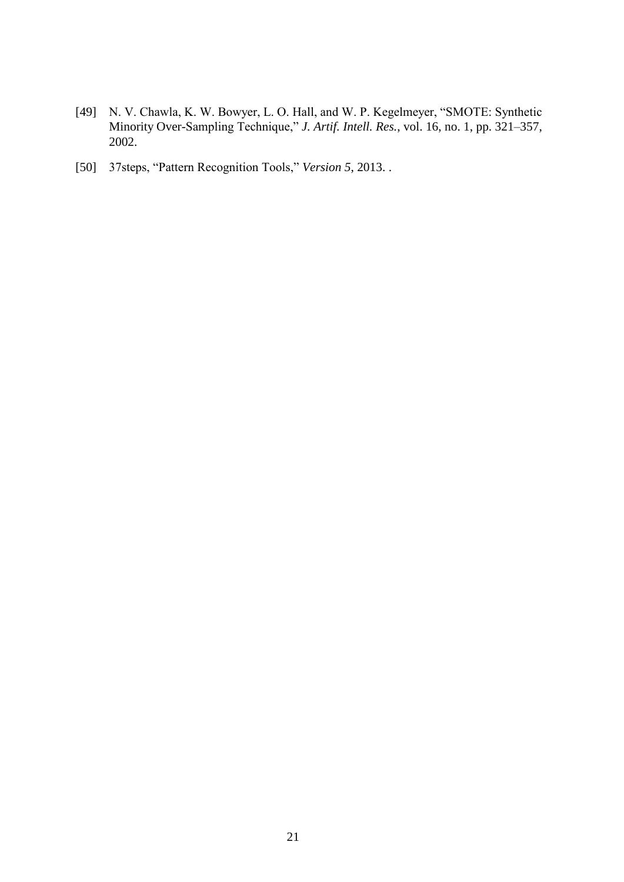[49] N. V. Chawla, K. W. Bowyer, L. O. Hall, and W. P. Kegelmeyer, "SMOTE: Synthetic Minority Over-Sampling Technique," *J. Artif. Intell. Res.*, vol. 16, no. 1, pp. 321–357, 2002.

[50] 37steps, "Pattern Recognition Tools," *Version 5*, 2013. .